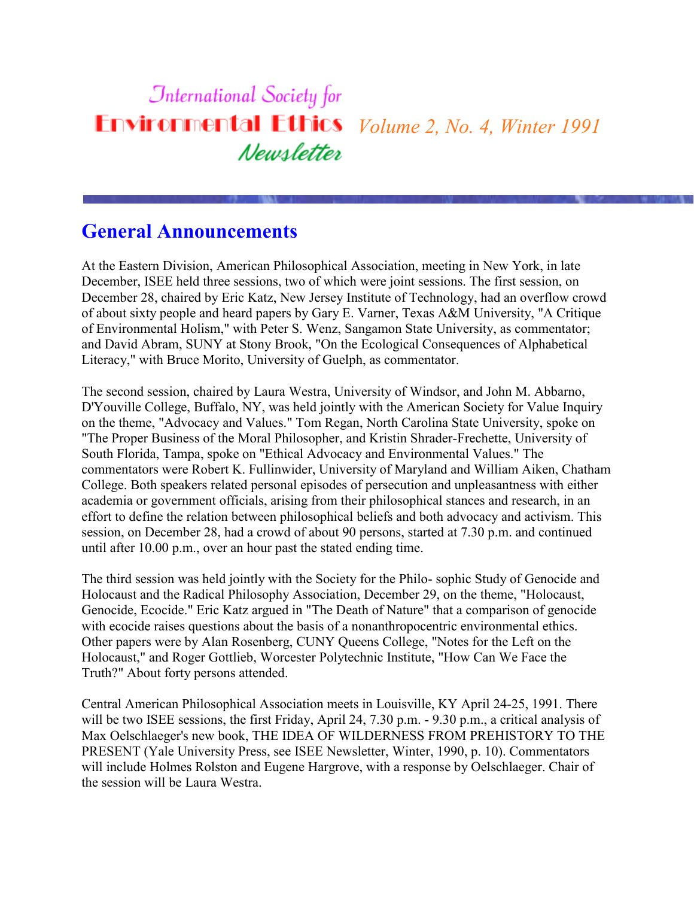# International Society for Environmental Ethics Newsletter

*Volume 2, No. 4, Winter 1991*

## General Announcements

At the Eastern Division, American Philosophical Association, meeting in New York, in late December, ISEE held three sessions, two of which were joint sessions. The first session, on December 28, chaired by Eric Katz, New Jersey Institute of Technology, had an overflow crowd of about sixty people and heard papers by Gary E. Varner, Texas A&M University, "A Critique of Environmental Holism," with Peter S. Wenz, Sangamon State University, as commentator; and David Abram, SUNY at Stony Brook, "On the Ecological Consequences of Alphabetical Literacy," with Bruce Morito, University of Guelph, as commentator.

The second session, chaired by Laura Westra, University of Windsor, and John M. Abbarno, D'Youville College, Buffalo, NY, was held jointly with the American Society for Value Inquiry on the theme, "Advocacy and Values." Tom Regan, North Carolina State University, spoke on "The Proper Business of the Moral Philosopher, and Kristin Shrader-Frechette, University of South Florida, Tampa, spoke on "Ethical Advocacy and Environmental Values." The commentators were Robert K. Fullinwider, University of Maryland and William Aiken, Chatham College. Both speakers related personal episodes of persecution and unpleasantness with either academia or government officials, arising from their philosophical stances and research, in an effort to define the relation between philosophical beliefs and both advocacy and activism. This session, on December 28, had a crowd of about 90 persons, started at 7.30 p.m. and continued until after 10.00 p.m., over an hour past the stated ending time.

The third session was held jointly with the Society for the Philo- sophic Study of Genocide and Holocaust and the Radical Philosophy Association, December 29, on the theme, "Holocaust, Genocide, Ecocide." Eric Katz argued in "The Death of Nature" that a comparison of genocide with ecocide raises questions about the basis of a nonanthropocentric environmental ethics. Other papers were by Alan Rosenberg, CUNY Queens College, "Notes for the Left on the Holocaust," and Roger Gottlieb, Worcester Polytechnic Institute, "How Can We Face the Truth?" About forty persons attended.

Central American Philosophical Association meets in Louisville, KY April 24-25, 1991. There will be two ISEE sessions, the first Friday, April 24, 7.30 p.m. - 9.30 p.m., a critical analysis of Max Oelschlaeger's new book, THE IDEA OF WILDERNESS FROM PREHISTORY TO THE PRESENT (Yale University Press, see ISEE Newsletter, Winter, 1990, p. 10). Commentators will include Holmes Rolston and Eugene Hargrove, with a response by Oelschlaeger. Chair of the session will be Laura Westra.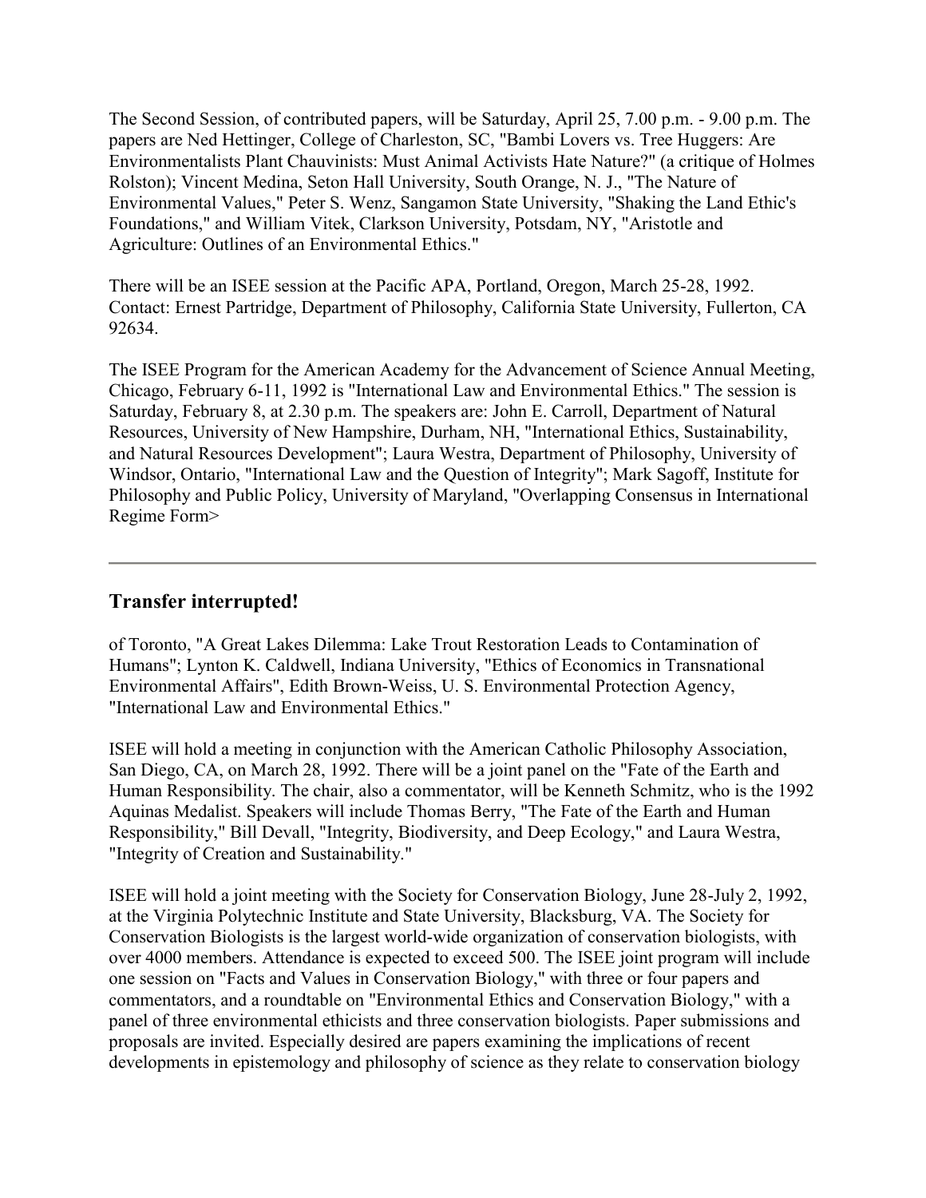The Second Session, of contributed papers, will be Saturday, April 25, 7.00 p.m. - 9.00 p.m. The papers are Ned Hettinger, College of Charleston, SC, "Bambi Lovers vs. Tree Huggers: Are Environmentalists Plant Chauvinists: Must Animal Activists Hate Nature?" (a critique of Holmes Rolston); Vincent Medina, Seton Hall University, South Orange, N. J., "The Nature of Environmental Values," Peter S. Wenz, Sangamon State University, "Shaking the Land Ethic's Foundations," and William Vitek, Clarkson University, Potsdam, NY, "Aristotle and Agriculture: Outlines of an Environmental Ethics."

There will be an ISEE session at the Pacific APA, Portland, Oregon, March 25-28, 1992. Contact: Ernest Partridge, Department of Philosophy, California State University, Fullerton, CA 92634.

The ISEE Program for the American Academy for the Advancement of Science Annual Meeting, Chicago, February 6-11, 1992 is "International Law and Environmental Ethics." The session is Saturday, February 8, at 2.30 p.m. The speakers are: John E. Carroll, Department of Natural Resources, University of New Hampshire, Durham, NH, "International Ethics, Sustainability, and Natural Resources Development"; Laura Westra, Department of Philosophy, University of Windsor, Ontario, "International Law and the Question of Integrity"; Mark Sagoff, Institute for Philosophy and Public Policy, University of Maryland, "Overlapping Consensus in International Regime Form>

---

## Transfer interrupted!

of Toronto, "A Great Lakes Dilemma: Lake Trout Restoration Leads to Contamination of Humans"; Lynton K. Caldwell, Indiana University, "Ethics of Economics in Transnational Environmental Affairs", Edith Brown-Weiss, U. S. Environmental Protection Agency, "International Law and Environmental Ethics."

ISEE will hold a meeting in conjunction with the American Catholic Philosophy Association, San Diego, CA, on March 28, 1992. There will be a joint panel on the "Fate of the Earth and Human Responsibility. The chair, also a commentator, will be Kenneth Schmitz, who is the 1992 Aquinas Medalist. Speakers will include Thomas Berry, "The Fate of the Earth and Human Responsibility," Bill Devall, "Integrity, Biodiversity, and Deep Ecology," and Laura Westra, "Integrity of Creation and Sustainability."

ISEE will hold a joint meeting with the Society for Conservation Biology, June 28-July 2, 1992, at the Virginia Polytechnic Institute and State University, Blacksburg, VA. The Society for Conservation Biologists is the largest world-wide organization of conservation biologists, with over 4000 members. Attendance is expected to exceed 500. The ISEE joint program will include one session on "Facts and Values in Conservation Biology," with three or four papers and commentators, and a roundtable on "Environmental Ethics and Conservation Biology," with a panel of three environmental ethicists and three conservation biologists. Paper submissions and proposals are invited. Especially desired are papers examining the implications of recent developments in epistemology and philosophy of science as they relate to conservation biology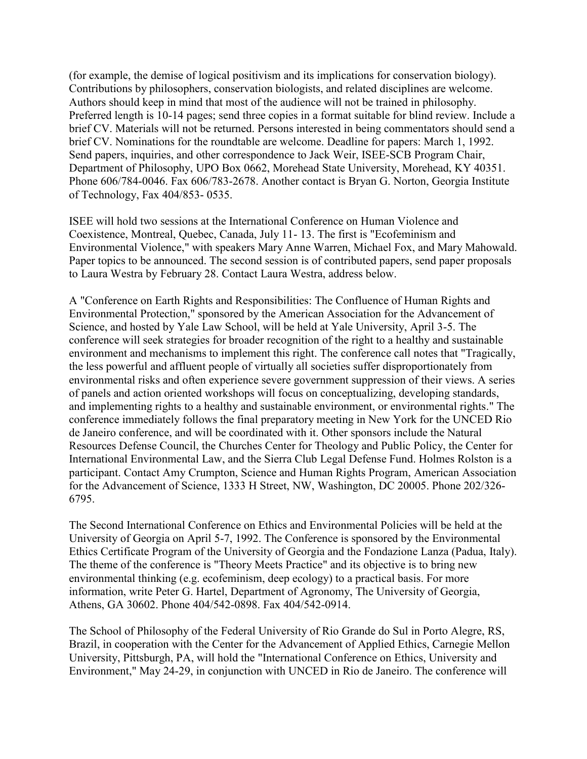(for example, the demise of logical positivism and its implications for conservation biology). Contributions by philosophers, conservation biologists, and related disciplines are welcome. Authors should keep in mind that most of the audience will not be trained in philosophy. Preferred length is 10-14 pages; send three copies in a format suitable for blind review. Include a brief CV. Materials will not be returned. Persons interested in being commentators should send a brief CV. Nominations for the roundtable are welcome. Deadline for papers: March 1, 1992. Send papers, inquiries, and other correspondence to Jack Weir, ISEE-SCB Program Chair, Department of Philosophy, UPO Box 0662, Morehead State University, Morehead, KY 40351. Phone 606/784-0046. Fax 606/783-2678. Another contact is Bryan G. Norton, Georgia Institute of Technology, Fax 404/853- 0535.

ISEE will hold two sessions at the International Conference on Human Violence and Coexistence, Montreal, Quebec, Canada, July 11- 13. The first is "Ecofeminism and Environmental Violence," with speakers Mary Anne Warren, Michael Fox, and Mary Mahowald. Paper topics to be announced. The second session is of contributed papers, send paper proposals to Laura Westra by February 28. Contact Laura Westra, address below.

A "Conference on Earth Rights and Responsibilities: The Confluence of Human Rights and Environmental Protection," sponsored by the American Association for the Advancement of Science, and hosted by Yale Law School, will be held at Yale University, April 3-5. The conference will seek strategies for broader recognition of the right to a healthy and sustainable environment and mechanisms to implement this right. The conference call notes that "Tragically, the less powerful and affluent people of virtually all societies suffer disproportionately from environmental risks and often experience severe government suppression of their views. A series of panels and action oriented workshops will focus on conceptualizing, developing standards, and implementing rights to a healthy and sustainable environment, or environmental rights." The conference immediately follows the final preparatory meeting in New York for the UNCED Rio de Janeiro conference, and will be coordinated with it. Other sponsors include the Natural Resources Defense Council, the Churches Center for Theology and Public Policy, the Center for International Environmental Law, and the Sierra Club Legal Defense Fund. Holmes Rolston is a participant. Contact Amy Crumpton, Science and Human Rights Program, American Association for the Advancement of Science, 1333 H Street, NW, Washington, DC 20005. Phone 202/326-6795.

The Second International Conference on Ethics and Environmental Policies will be held at the University of Georgia on April 5-7, 1992. The Conference is sponsored by the Environmental Ethics Certificate Program of the University of Georgia and the Fondazione Lanza (Padua, Italy). The theme of the conference is "Theory Meets Practice" and its objective is to bring new environmental thinking (e.g. ecofeminism, deep ecology) to a practical basis. For more information, write Peter G. Hartel, Department of Agronomy, The University of Georgia, Athens, GA 30602. Phone 404/542-0898. Fax 404/542-0914.

The School of Philosophy of the Federal University of Rio Grande do Sul in Porto Alegre, RS, Brazil, in cooperation with the Center for the Advancement of Applied Ethics, Carnegie Mellon University, Pittsburgh, PA, will hold the "International Conference on Ethics, University and Environment," May 24-29, in conjunction with UNCED in Rio de Janeiro. The conference will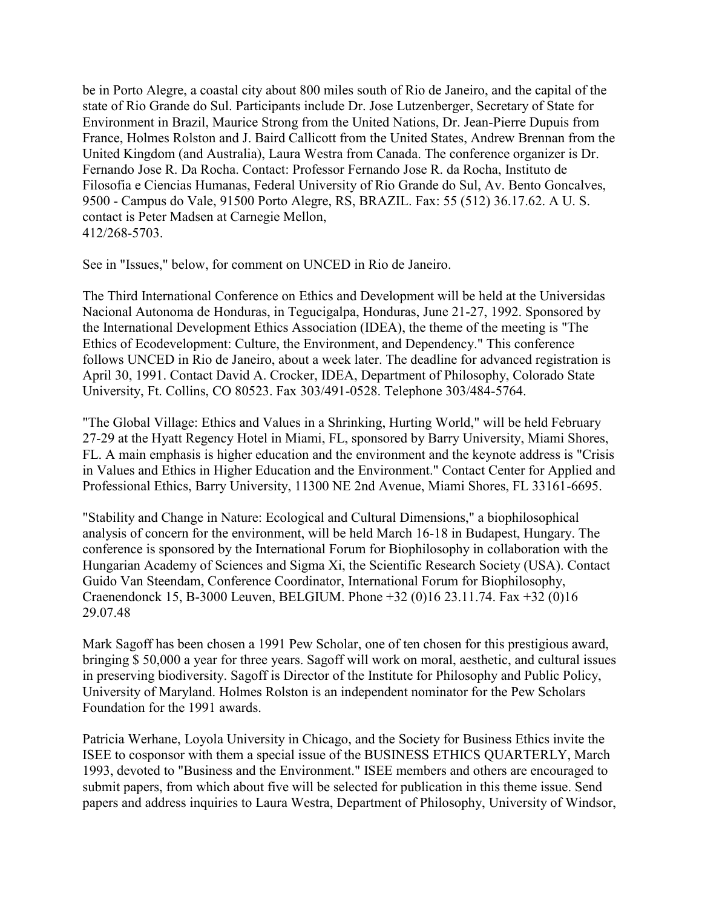be in Porto Alegre, a coastal city about 800 miles south of Rio de Janeiro, and the capital of the state of Rio Grande do Sul. Participants include Dr. Jose Lutzenberger, Secretary of State for Environment in Brazil, Maurice Strong from the United Nations, Dr. Jean-Pierre Dupuis from France, Holmes Rolston and J. Baird Callicott from the United States, Andrew Brennan from the United Kingdom (and Australia), Laura Westra from Canada. The conference organizer is Dr. Fernando Jose R. Da Rocha. Contact: Professor Fernando Jose R. da Rocha, Instituto de Filosofia e Ciencias Humanas, Federal University of Rio Grande do Sul, Av. Bento Goncalves, 9500 - Campus do Vale, 91500 Porto Alegre, RS, BRAZIL. Fax: 55 (512) 36.17.62. A U. S. contact is Peter Madsen at Carnegie Mellon,
412/268-5703.

See in "Issues," below, for comment on UNCED in Rio de Janeiro.

The Third International Conference on Ethics and Development will be held at the Universidas Nacional Autonoma de Honduras, in Tegucigalpa, Honduras, June 21-27, 1992. Sponsored by the International Development Ethics Association (IDEA), the theme of the meeting is "The Ethics of Ecodevelopment: Culture, the Environment, and Dependency." This conference follows UNCED in Rio de Janeiro, about a week later. The deadline for advanced registration is April 30, 1991. Contact David A. Crocker, IDEA, Department of Philosophy, Colorado State University, Ft. Collins, CO 80523. Fax 303/491-0528. Telephone 303/484-5764.

"The Global Village: Ethics and Values in a Shrinking, Hurting World," will be held February 27-29 at the Hyatt Regency Hotel in Miami, FL, sponsored by Barry University, Miami Shores, FL. A main emphasis is higher education and the environment and the keynote address is "Crisis in Values and Ethics in Higher Education and the Environment." Contact Center for Applied and Professional Ethics, Barry University, 11300 NE 2nd Avenue, Miami Shores, FL 33161-6695.

"Stability and Change in Nature: Ecological and Cultural Dimensions," a biophilosophical analysis of concern for the environment, will be held March 16-18 in Budapest, Hungary. The conference is sponsored by the International Forum for Biophilosophy in collaboration with the Hungarian Academy of Sciences and Sigma Xi, the Scientific Research Society (USA). Contact Guido Van Steendam, Conference Coordinator, International Forum for Biophilosophy, Craenendonck 15, B-3000 Leuven, BELGIUM. Phone +32 (0)16 23.11.74. Fax +32 (0)16 29.07.48

Mark Sagoff has been chosen a 1991 Pew Scholar, one of ten chosen for this prestigious award, bringing $ 50,000 a year for three years. Sagoff will work on moral, aesthetic, and cultural issues in preserving biodiversity. Sagoff is Director of the Institute for Philosophy and Public Policy, University of Maryland. Holmes Rolston is an independent nominator for the Pew Scholars Foundation for the 1991 awards.

Patricia Werhane, Loyola University in Chicago, and the Society for Business Ethics invite the ISEE to cosponsor with them a special issue of the BUSINESS ETHICS QUARTERLY, March 1993, devoted to "Business and the Environment." ISEE members and others are encouraged to submit papers, from which about five will be selected for publication in this theme issue. Send papers and address inquiries to Laura Westra, Department of Philosophy, University of Windsor,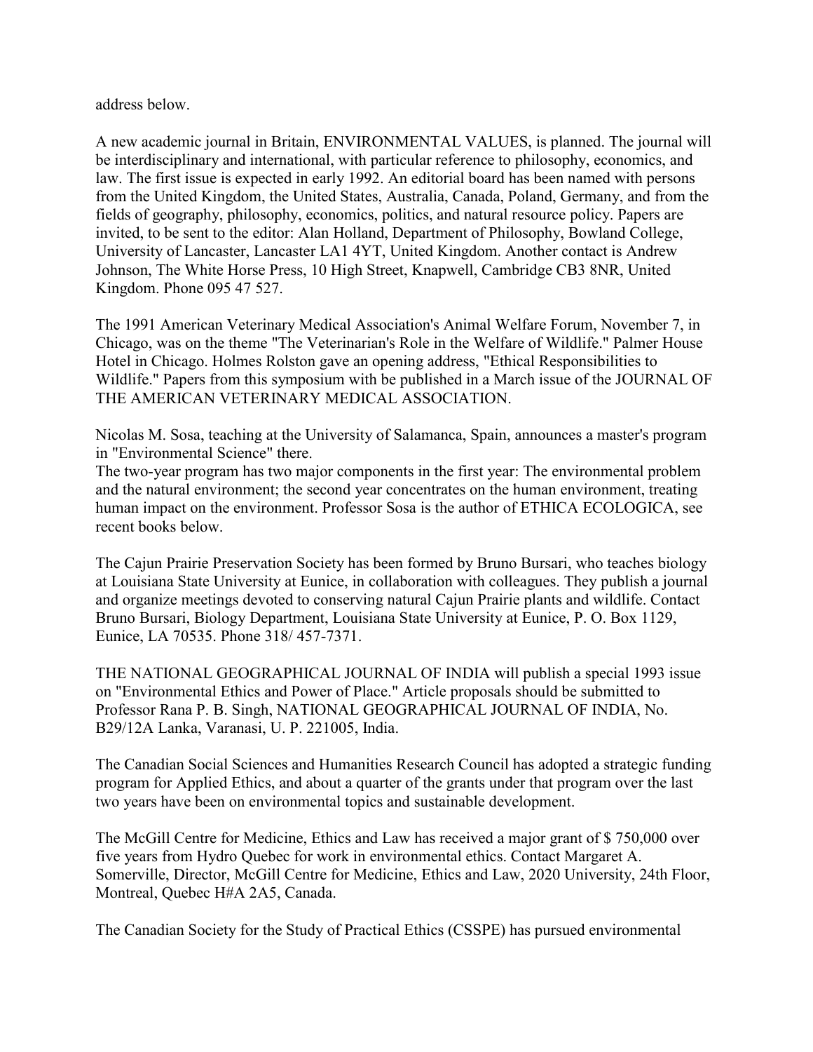address below.

A new academic journal in Britain, ENVIRONMENTAL VALUES, is planned. The journal will be interdisciplinary and international, with particular reference to philosophy, economics, and law. The first issue is expected in early 1992. An editorial board has been named with persons from the United Kingdom, the United States, Australia, Canada, Poland, Germany, and from the fields of geography, philosophy, economics, politics, and natural resource policy. Papers are invited, to be sent to the editor: Alan Holland, Department of Philosophy, Bowland College, University of Lancaster, Lancaster LA1 4YT, United Kingdom. Another contact is Andrew Johnson, The White Horse Press, 10 High Street, Knapwell, Cambridge CB3 8NR, United Kingdom. Phone 095 47 527.

The 1991 American Veterinary Medical Association's Animal Welfare Forum, November 7, in Chicago, was on the theme "The Veterinarian's Role in the Welfare of Wildlife." Palmer House Hotel in Chicago. Holmes Rolston gave an opening address, "Ethical Responsibilities to Wildlife." Papers from this symposium with be published in a March issue of the JOURNAL OF THE AMERICAN VETERINARY MEDICAL ASSOCIATION.

Nicolas M. Sosa, teaching at the University of Salamanca, Spain, announces a master's program in "Environmental Science" there.
The two-year program has two major components in the first year: The environmental problem and the natural environment; the second year concentrates on the human environment, treating human impact on the environment. Professor Sosa is the author of ETHICA ECOLOGICA, see recent books below.

The Cajun Prairie Preservation Society has been formed by Bruno Bursari, who teaches biology at Louisiana State University at Eunice, in collaboration with colleagues. They publish a journal and organize meetings devoted to conserving natural Cajun Prairie plants and wildlife. Contact Bruno Bursari, Biology Department, Louisiana State University at Eunice, P. O. Box 1129, Eunice, LA 70535. Phone 318/ 457-7371.

THE NATIONAL GEOGRAPHICAL JOURNAL OF INDIA will publish a special 1993 issue on "Environmental Ethics and Power of Place." Article proposals should be submitted to Professor Rana P. B. Singh, NATIONAL GEOGRAPHICAL JOURNAL OF INDIA, No. B29/12A Lanka, Varanasi, U. P. 221005, India.

The Canadian Social Sciences and Humanities Research Council has adopted a strategic funding program for Applied Ethics, and about a quarter of the grants under that program over the last two years have been on environmental topics and sustainable development.

The McGill Centre for Medicine, Ethics and Law has received a major grant of $ 750,000 over five years from Hydro Quebec for work in environmental ethics. Contact Margaret A. Somerville, Director, McGill Centre for Medicine, Ethics and Law, 2020 University, 24th Floor, Montreal, Quebec H#A 2A5, Canada.

The Canadian Society for the Study of Practical Ethics (CSSPE) has pursued environmental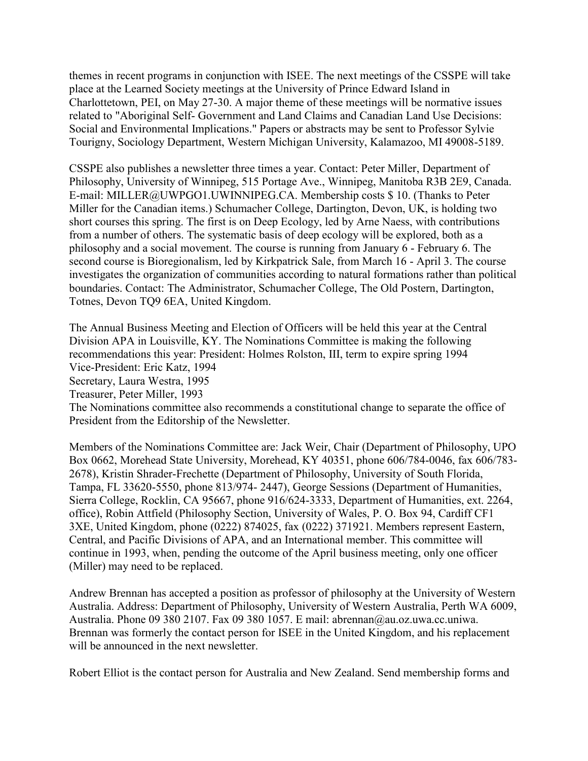themes in recent programs in conjunction with ISEE. The next meetings of the CSSPE will take place at the Learned Society meetings at the University of Prince Edward Island in Charlottetown, PEI, on May 27-30. A major theme of these meetings will be normative issues related to "Aboriginal Self- Government and Land Claims and Canadian Land Use Decisions: Social and Environmental Implications." Papers or abstracts may be sent to Professor Sylvie Tourigny, Sociology Department, Western Michigan University, Kalamazoo, MI 49008-5189.

CSSPE also publishes a newsletter three times a year. Contact: Peter Miller, Department of Philosophy, University of Winnipeg, 515 Portage Ave., Winnipeg, Manitoba R3B 2E9, Canada. E-mail: MILLER@UWPGO1.UWINNIPEG.CA. Membership costs $ 10. (Thanks to Peter Miller for the Canadian items.) Schumacher College, Dartington, Devon, UK, is holding two short courses this spring. The first is on Deep Ecology, led by Arne Naess, with contributions from a number of others. The systematic basis of deep ecology will be explored, both as a philosophy and a social movement. The course is running from January 6 - February 6. The second course is Bioregionalism, led by Kirkpatrick Sale, from March 16 - April 3. The course investigates the organization of communities according to natural formations rather than political boundaries. Contact: The Administrator, Schumacher College, The Old Postern, Dartington, Totnes, Devon TQ9 6EA, United Kingdom.

The Annual Business Meeting and Election of Officers will be held this year at the Central Division APA in Louisville, KY. The Nominations Committee is making the following recommendations this year: President: Holmes Rolston, III, term to expire spring 1994
Vice-President: Eric Katz, 1994
Secretary, Laura Westra, 1995
Treasurer, Peter Miller, 1993
The Nominations committee also recommends a constitutional change to separate the office of President from the Editorship of the Newsletter.

Members of the Nominations Committee are: Jack Weir, Chair (Department of Philosophy, UPO Box 0662, Morehead State University, Morehead, KY 40351, phone 606/784-0046, fax 606/783-2678), Kristin Shrader-Frechette (Department of Philosophy, University of South Florida, Tampa, FL 33620-5550, phone 813/974- 2447), George Sessions (Department of Humanities, Sierra College, Rocklin, CA 95667, phone 916/624-3333, Department of Humanities, ext. 2264, office), Robin Attfield (Philosophy Section, University of Wales, P. O. Box 94, Cardiff CF1 3XE, United Kingdom, phone (0222) 874025, fax (0222) 371921. Members represent Eastern, Central, and Pacific Divisions of APA, and an International member. This committee will continue in 1993, when, pending the outcome of the April business meeting, only one officer (Miller) may need to be replaced.

Andrew Brennan has accepted a position as professor of philosophy at the University of Western Australia. Address: Department of Philosophy, University of Western Australia, Perth WA 6009, Australia. Phone 09 380 2107. Fax 09 380 1057. E mail: abrennan@au.oz.uwa.cc.uniwa. Brennan was formerly the contact person for ISEE in the United Kingdom, and his replacement will be announced in the next newsletter.

Robert Elliot is the contact person for Australia and New Zealand. Send membership forms and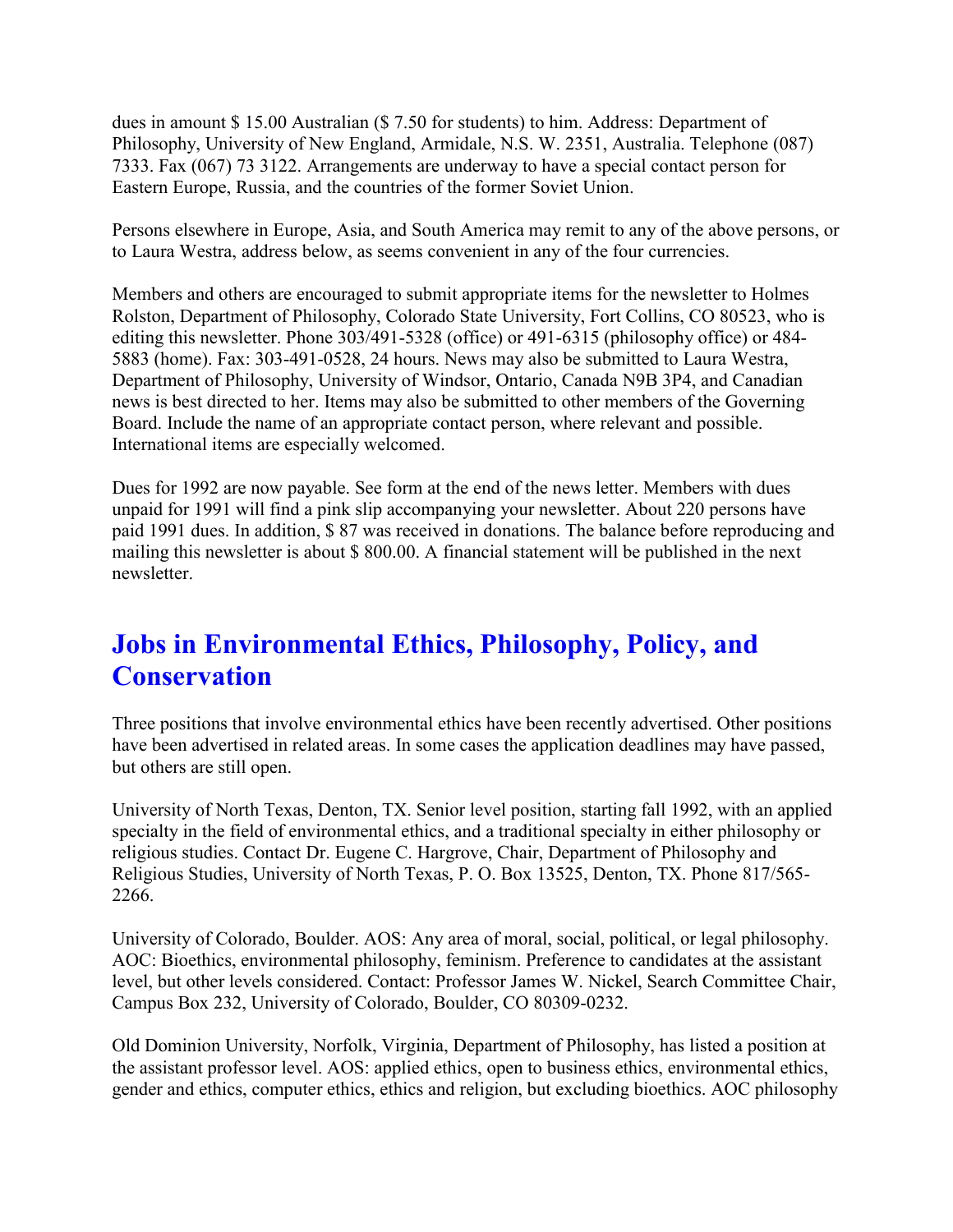dues in amount $ 15.00 Australian ($ 7.50 for students) to him. Address: Department of Philosophy, University of New England, Armidale, N.S. W. 2351, Australia. Telephone (087) 7333. Fax (067) 73 3122. Arrangements are underway to have a special contact person for Eastern Europe, Russia, and the countries of the former Soviet Union.

Persons elsewhere in Europe, Asia, and South America may remit to any of the above persons, or to Laura Westra, address below, as seems convenient in any of the four currencies.

Members and others are encouraged to submit appropriate items for the newsletter to Holmes Rolston, Department of Philosophy, Colorado State University, Fort Collins, CO 80523, who is editing this newsletter. Phone 303/491-5328 (office) or 491-6315 (philosophy office) or 484-5883 (home). Fax: 303-491-0528, 24 hours. News may also be submitted to Laura Westra, Department of Philosophy, University of Windsor, Ontario, Canada N9B 3P4, and Canadian news is best directed to her. Items may also be submitted to other members of the Governing Board. Include the name of an appropriate contact person, where relevant and possible. International items are especially welcomed.

Dues for 1992 are now payable. See form at the end of the news letter. Members with dues unpaid for 1991 will find a pink slip accompanying your newsletter. About 220 persons have paid 1991 dues. In addition, $ 87 was received in donations. The balance before reproducing and mailing this newsletter is about $ 800.00. A financial statement will be published in the next newsletter.

## Jobs in Environmental Ethics, Philosophy, Policy, and Conservation

Three positions that involve environmental ethics have been recently advertised. Other positions have been advertised in related areas. In some cases the application deadlines may have passed, but others are still open.

University of North Texas, Denton, TX. Senior level position, starting fall 1992, with an applied specialty in the field of environmental ethics, and a traditional specialty in either philosophy or religious studies. Contact Dr. Eugene C. Hargrove, Chair, Department of Philosophy and Religious Studies, University of North Texas, P. O. Box 13525, Denton, TX. Phone 817/565-2266.

University of Colorado, Boulder. AOS: Any area of moral, social, political, or legal philosophy. AOC: Bioethics, environmental philosophy, feminism. Preference to candidates at the assistant level, but other levels considered. Contact: Professor James W. Nickel, Search Committee Chair, Campus Box 232, University of Colorado, Boulder, CO 80309-0232.

Old Dominion University, Norfolk, Virginia, Department of Philosophy, has listed a position at the assistant professor level. AOS: applied ethics, open to business ethics, environmental ethics, gender and ethics, computer ethics, ethics and religion, but excluding bioethics. AOC philosophy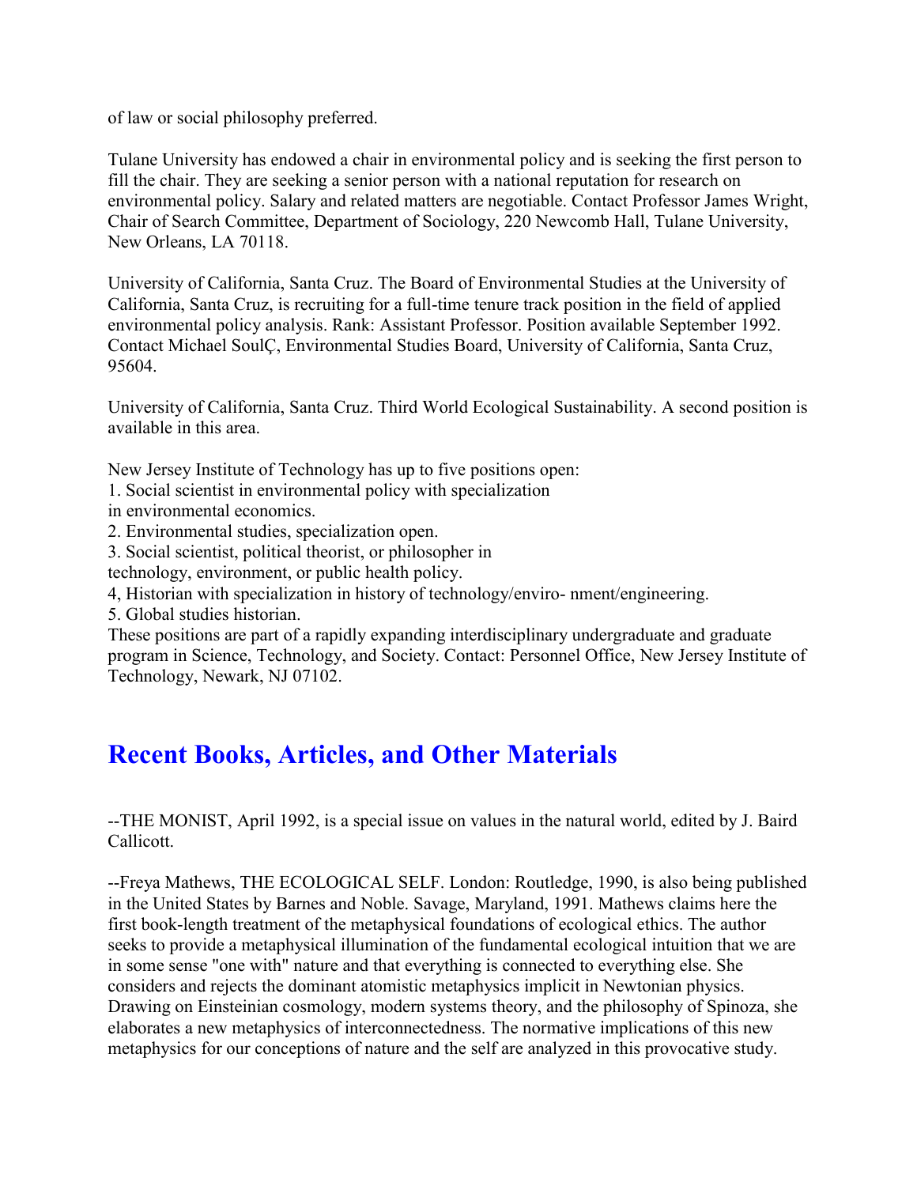of law or social philosophy preferred.

Tulane University has endowed a chair in environmental policy and is seeking the first person to fill the chair. They are seeking a senior person with a national reputation for research on environmental policy. Salary and related matters are negotiable. Contact Professor James Wright, Chair of Search Committee, Department of Sociology, 220 Newcomb Hall, Tulane University, New Orleans, LA 70118.

University of California, Santa Cruz. The Board of Environmental Studies at the University of California, Santa Cruz, is recruiting for a full-time tenure track position in the field of applied environmental policy analysis. Rank: Assistant Professor. Position available September 1992. Contact Michael SoulÇ, Environmental Studies Board, University of California, Santa Cruz, 95604.

University of California, Santa Cruz. Third World Ecological Sustainability. A second position is available in this area.

New Jersey Institute of Technology has up to five positions open:
1. Social scientist in environmental policy with specialization in environmental economics.
2. Environmental studies, specialization open.
3. Social scientist, political theorist, or philosopher in technology, environment, or public health policy.
4, Historian with specialization in history of technology/enviro- nment/engineering.
5. Global studies historian.

These positions are part of a rapidly expanding interdisciplinary undergraduate and graduate program in Science, Technology, and Society. Contact: Personnel Office, New Jersey Institute of Technology, Newark, NJ 07102.

## Recent Books, Articles, and Other Materials

--THE MONIST, April 1992, is a special issue on values in the natural world, edited by J. Baird Callicott.

--Freya Mathews, THE ECOLOGICAL SELF. London: Routledge, 1990, is also being published in the United States by Barnes and Noble. Savage, Maryland, 1991. Mathews claims here the first book-length treatment of the metaphysical foundations of ecological ethics. The author seeks to provide a metaphysical illumination of the fundamental ecological intuition that we are in some sense "one with" nature and that everything is connected to everything else. She considers and rejects the dominant atomistic metaphysics implicit in Newtonian physics. Drawing on Einsteinian cosmology, modern systems theory, and the philosophy of Spinoza, she elaborates a new metaphysics of interconnectedness. The normative implications of this new metaphysics for our conceptions of nature and the self are analyzed in this provocative study.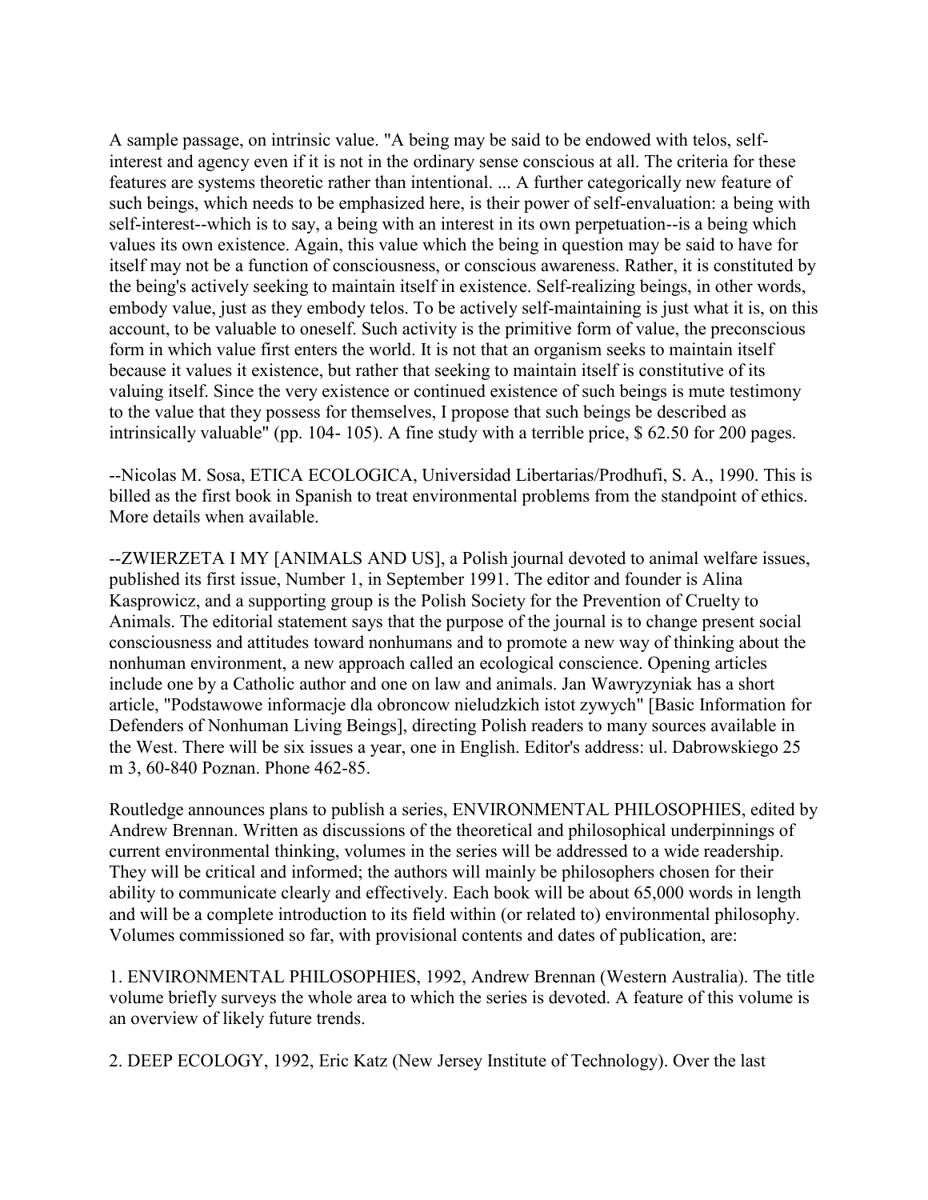A sample passage, on intrinsic value. "A being may be said to be endowed with telos, self-interest and agency even if it is not in the ordinary sense conscious at all. The criteria for these features are systems theoretic rather than intentional. ... A further categorically new feature of such beings, which needs to be emphasized here, is their power of self-envaluation: a being with self-interest--which is to say, a being with an interest in its own perpetuation--is a being which values its own existence. Again, this value which the being in question may be said to have for itself may not be a function of consciousness, or conscious awareness. Rather, it is constituted by the being's actively seeking to maintain itself in existence. Self-realizing beings, in other words, embody value, just as they embody telos. To be actively self-maintaining is just what it is, on this account, to be valuable to oneself. Such activity is the primitive form of value, the preconscious form in which value first enters the world. It is not that an organism seeks to maintain itself because it values it existence, but rather that seeking to maintain itself is constitutive of its valuing itself. Since the very existence or continued existence of such beings is mute testimony to the value that they possess for themselves, I propose that such beings be described as intrinsically valuable" (pp. 104- 105). A fine study with a terrible price, $ 62.50 for 200 pages.

--Nicolas M. Sosa, ETICA ECOLOGICA, Universidad Libertarias/Prodhufi, S. A., 1990. This is billed as the first book in Spanish to treat environmental problems from the standpoint of ethics. More details when available.

--ZWIERZETA I MY [ANIMALS AND US], a Polish journal devoted to animal welfare issues, published its first issue, Number 1, in September 1991. The editor and founder is Alina Kasprowicz, and a supporting group is the Polish Society for the Prevention of Cruelty to Animals. The editorial statement says that the purpose of the journal is to change present social consciousness and attitudes toward nonhumans and to promote a new way of thinking about the nonhuman environment, a new approach called an ecological conscience. Opening articles include one by a Catholic author and one on law and animals. Jan Wawryzyniak has a short article, "Podstawowe informacje dla obroncow nieludzkich istot zywych" [Basic Information for Defenders of Nonhuman Living Beings], directing Polish readers to many sources available in the West. There will be six issues a year, one in English. Editor's address: ul. Dabrowskiego 25 m 3, 60-840 Poznan. Phone 462-85.

Routledge announces plans to publish a series, ENVIRONMENTAL PHILOSOPHIES, edited by Andrew Brennan. Written as discussions of the theoretical and philosophical underpinnings of current environmental thinking, volumes in the series will be addressed to a wide readership. They will be critical and informed; the authors will mainly be philosophers chosen for their ability to communicate clearly and effectively. Each book will be about 65,000 words in length and will be a complete introduction to its field within (or related to) environmental philosophy. Volumes commissioned so far, with provisional contents and dates of publication, are:

1. ENVIRONMENTAL PHILOSOPHIES, 1992, Andrew Brennan (Western Australia). The title volume briefly surveys the whole area to which the series is devoted. A feature of this volume is an overview of likely future trends.

2. DEEP ECOLOGY, 1992, Eric Katz (New Jersey Institute of Technology). Over the last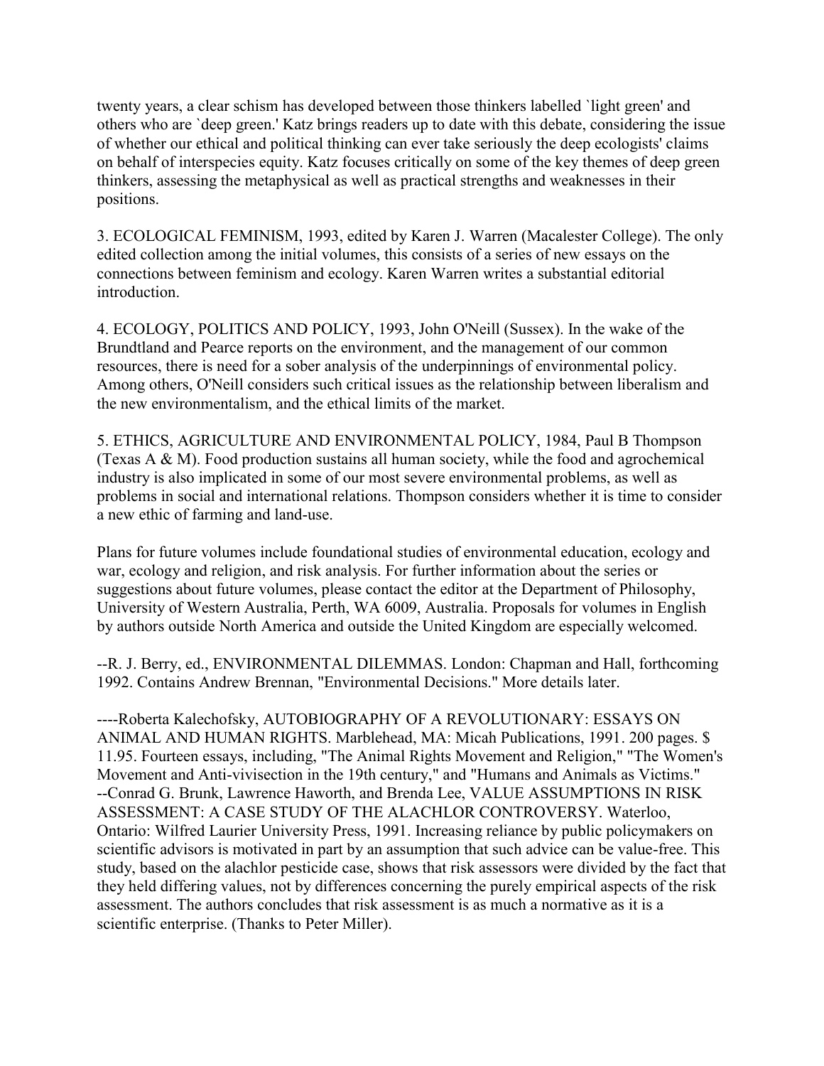twenty years, a clear schism has developed between those thinkers labelled `light green' and others who are `deep green.' Katz brings readers up to date with this debate, considering the issue of whether our ethical and political thinking can ever take seriously the deep ecologists' claims on behalf of interspecies equity. Katz focuses critically on some of the key themes of deep green thinkers, assessing the metaphysical as well as practical strengths and weaknesses in their positions.

3. ECOLOGICAL FEMINISM, 1993, edited by Karen J. Warren (Macalester College). The only edited collection among the initial volumes, this consists of a series of new essays on the connections between feminism and ecology. Karen Warren writes a substantial editorial introduction.

4. ECOLOGY, POLITICS AND POLICY, 1993, John O'Neill (Sussex). In the wake of the Brundtland and Pearce reports on the environment, and the management of our common resources, there is need for a sober analysis of the underpinnings of environmental policy. Among others, O'Neill considers such critical issues as the relationship between liberalism and the new environmentalism, and the ethical limits of the market.

5. ETHICS, AGRICULTURE AND ENVIRONMENTAL POLICY, 1984, Paul B Thompson (Texas A & M). Food production sustains all human society, while the food and agrochemical industry is also implicated in some of our most severe environmental problems, as well as problems in social and international relations. Thompson considers whether it is time to consider a new ethic of farming and land-use.

Plans for future volumes include foundational studies of environmental education, ecology and war, ecology and religion, and risk analysis. For further information about the series or suggestions about future volumes, please contact the editor at the Department of Philosophy, University of Western Australia, Perth, WA 6009, Australia. Proposals for volumes in English by authors outside North America and outside the United Kingdom are especially welcomed.

--R. J. Berry, ed., ENVIRONMENTAL DILEMMAS. London: Chapman and Hall, forthcoming 1992. Contains Andrew Brennan, "Environmental Decisions." More details later.

----Roberta Kalechofsky, AUTOBIOGRAPHY OF A REVOLUTIONARY: ESSAYS ON ANIMAL AND HUMAN RIGHTS. Marblehead, MA: Micah Publications, 1991. 200 pages. $ 11.95. Fourteen essays, including, "The Animal Rights Movement and Religion," "The Women's Movement and Anti-vivisection in the 19th century," and "Humans and Animals as Victims."
--Conrad G. Brunk, Lawrence Haworth, and Brenda Lee, VALUE ASSUMPTIONS IN RISK ASSESSMENT: A CASE STUDY OF THE ALACHLOR CONTROVERSY. Waterloo, Ontario: Wilfred Laurier University Press, 1991. Increasing reliance by public policymakers on scientific advisors is motivated in part by an assumption that such advice can be value-free. This study, based on the alachlor pesticide case, shows that risk assessors were divided by the fact that they held differing values, not by differences concerning the purely empirical aspects of the risk assessment. The authors concludes that risk assessment is as much a normative as it is a scientific enterprise. (Thanks to Peter Miller).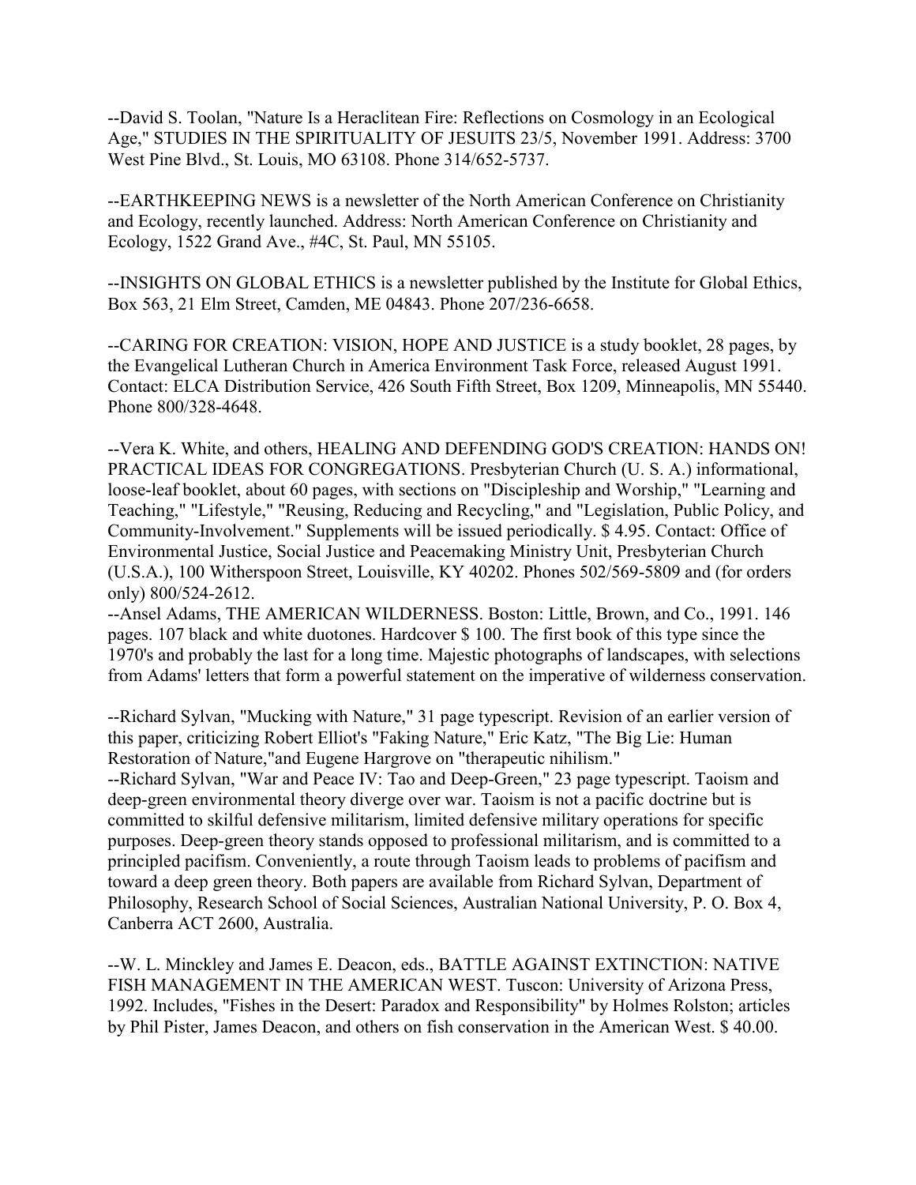--David S. Toolan, "Nature Is a Heraclitean Fire: Reflections on Cosmology in an Ecological Age," STUDIES IN THE SPIRITUALITY OF JESUITS 23/5, November 1991. Address: 3700 West Pine Blvd., St. Louis, MO 63108. Phone 314/652-5737.

--EARTHKEEPING NEWS is a newsletter of the North American Conference on Christianity and Ecology, recently launched. Address: North American Conference on Christianity and Ecology, 1522 Grand Ave., #4C, St. Paul, MN 55105.

--INSIGHTS ON GLOBAL ETHICS is a newsletter published by the Institute for Global Ethics, Box 563, 21 Elm Street, Camden, ME 04843. Phone 207/236-6658.

--CARING FOR CREATION: VISION, HOPE AND JUSTICE is a study booklet, 28 pages, by the Evangelical Lutheran Church in America Environment Task Force, released August 1991. Contact: ELCA Distribution Service, 426 South Fifth Street, Box 1209, Minneapolis, MN 55440. Phone 800/328-4648.

--Vera K. White, and others, HEALING AND DEFENDING GOD'S CREATION: HANDS ON! PRACTICAL IDEAS FOR CONGREGATIONS. Presbyterian Church (U. S. A.) informational, loose-leaf booklet, about 60 pages, with sections on "Discipleship and Worship," "Learning and Teaching," "Lifestyle," "Reusing, Reducing and Recycling," and "Legislation, Public Policy, and Community-Involvement." Supplements will be issued periodically. $ 4.95. Contact: Office of Environmental Justice, Social Justice and Peacemaking Ministry Unit, Presbyterian Church (U.S.A.), 100 Witherspoon Street, Louisville, KY 40202. Phones 502/569-5809 and (for orders only) 800/524-2612.

--Ansel Adams, THE AMERICAN WILDERNESS. Boston: Little, Brown, and Co., 1991. 146 pages. 107 black and white duotones. Hardcover $ 100. The first book of this type since the 1970's and probably the last for a long time. Majestic photographs of landscapes, with selections from Adams' letters that form a powerful statement on the imperative of wilderness conservation.

--Richard Sylvan, "Mucking with Nature," 31 page typescript. Revision of an earlier version of this paper, criticizing Robert Elliot's "Faking Nature," Eric Katz, "The Big Lie: Human Restoration of Nature,"and Eugene Hargrove on "therapeutic nihilism."

--Richard Sylvan, "War and Peace IV: Tao and Deep-Green," 23 page typescript. Taoism and deep-green environmental theory diverge over war. Taoism is not a pacific doctrine but is committed to skilful defensive militarism, limited defensive military operations for specific purposes. Deep-green theory stands opposed to professional militarism, and is committed to a principled pacifism. Conveniently, a route through Taoism leads to problems of pacifism and toward a deep green theory. Both papers are available from Richard Sylvan, Department of Philosophy, Research School of Social Sciences, Australian National University, P. O. Box 4, Canberra ACT 2600, Australia.

--W. L. Minckley and James E. Deacon, eds., BATTLE AGAINST EXTINCTION: NATIVE FISH MANAGEMENT IN THE AMERICAN WEST. Tuscon: University of Arizona Press, 1992. Includes, "Fishes in the Desert: Paradox and Responsibility" by Holmes Rolston; articles by Phil Pister, James Deacon, and others on fish conservation in the American West. $ 40.00.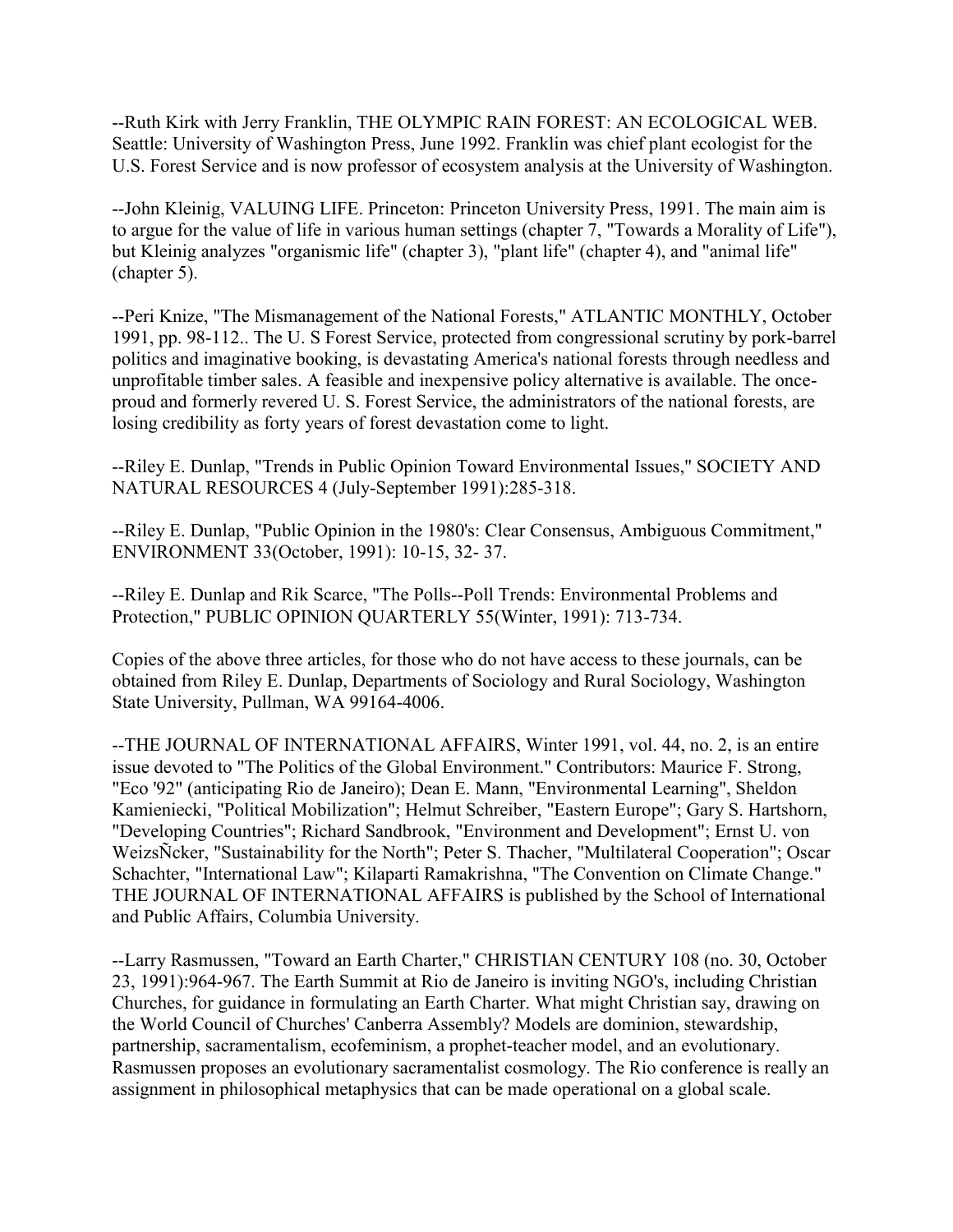--Ruth Kirk with Jerry Franklin, THE OLYMPIC RAIN FOREST: AN ECOLOGICAL WEB. Seattle: University of Washington Press, June 1992. Franklin was chief plant ecologist for the U.S. Forest Service and is now professor of ecosystem analysis at the University of Washington.

--John Kleinig, VALUING LIFE. Princeton: Princeton University Press, 1991. The main aim is to argue for the value of life in various human settings (chapter 7, "Towards a Morality of Life"), but Kleinig analyzes "organismic life" (chapter 3), "plant life" (chapter 4), and "animal life" (chapter 5).

--Peri Knize, "The Mismanagement of the National Forests," ATLANTIC MONTHLY, October 1991, pp. 98-112.. The U. S Forest Service, protected from congressional scrutiny by pork-barrel politics and imaginative booking, is devastating America's national forests through needless and unprofitable timber sales. A feasible and inexpensive policy alternative is available. The once-proud and formerly revered U. S. Forest Service, the administrators of the national forests, are losing credibility as forty years of forest devastation come to light.

--Riley E. Dunlap, "Trends in Public Opinion Toward Environmental Issues," SOCIETY AND NATURAL RESOURCES 4 (July-September 1991):285-318.

--Riley E. Dunlap, "Public Opinion in the 1980's: Clear Consensus, Ambiguous Commitment," ENVIRONMENT 33(October, 1991): 10-15, 32- 37.

--Riley E. Dunlap and Rik Scarce, "The Polls--Poll Trends: Environmental Problems and Protection," PUBLIC OPINION QUARTERLY 55(Winter, 1991): 713-734.

Copies of the above three articles, for those who do not have access to these journals, can be obtained from Riley E. Dunlap, Departments of Sociology and Rural Sociology, Washington State University, Pullman, WA 99164-4006.

--THE JOURNAL OF INTERNATIONAL AFFAIRS, Winter 1991, vol. 44, no. 2, is an entire issue devoted to "The Politics of the Global Environment." Contributors: Maurice F. Strong, "Eco '92" (anticipating Rio de Janeiro); Dean E. Mann, "Environmental Learning", Sheldon Kamieniecki, "Political Mobilization"; Helmut Schreiber, "Eastern Europe"; Gary S. Hartshorn, "Developing Countries"; Richard Sandbrook, "Environment and Development"; Ernst U. von WeizsÑcker, "Sustainability for the North"; Peter S. Thacher, "Multilateral Cooperation"; Oscar Schachter, "International Law"; Kilaparti Ramakrishna, "The Convention on Climate Change." THE JOURNAL OF INTERNATIONAL AFFAIRS is published by the School of International and Public Affairs, Columbia University.

--Larry Rasmussen, "Toward an Earth Charter," CHRISTIAN CENTURY 108 (no. 30, October 23, 1991):964-967. The Earth Summit at Rio de Janeiro is inviting NGO's, including Christian Churches, for guidance in formulating an Earth Charter. What might Christian say, drawing on the World Council of Churches' Canberra Assembly? Models are dominion, stewardship, partnership, sacramentalism, ecofeminism, a prophet-teacher model, and an evolutionary. Rasmussen proposes an evolutionary sacramentalist cosmology. The Rio conference is really an assignment in philosophical metaphysics that can be made operational on a global scale.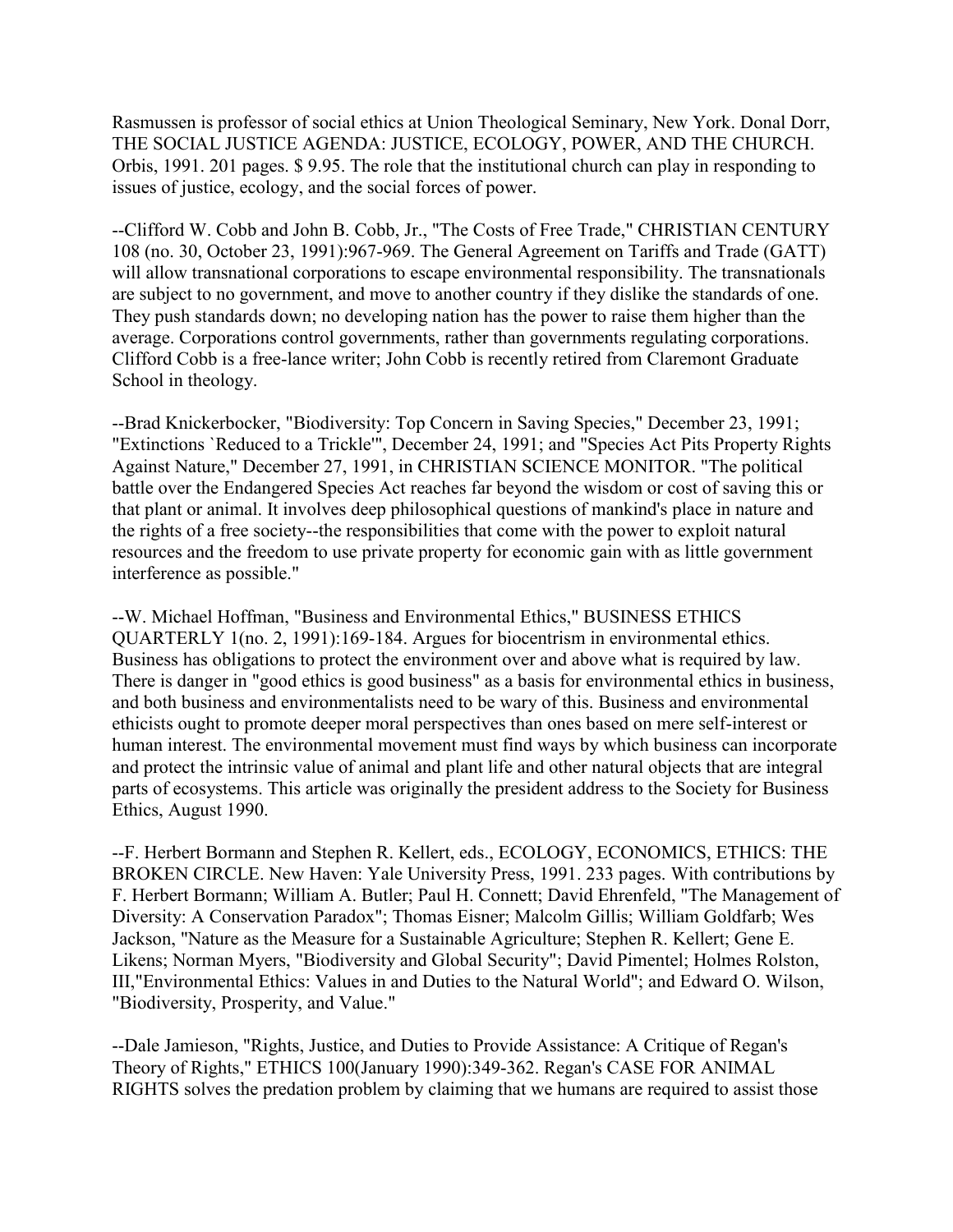Rasmussen is professor of social ethics at Union Theological Seminary, New York. Donal Dorr, THE SOCIAL JUSTICE AGENDA: JUSTICE, ECOLOGY, POWER, AND THE CHURCH. Orbis, 1991. 201 pages. $ 9.95. The role that the institutional church can play in responding to issues of justice, ecology, and the social forces of power.

--Clifford W. Cobb and John B. Cobb, Jr., "The Costs of Free Trade," CHRISTIAN CENTURY 108 (no. 30, October 23, 1991):967-969. The General Agreement on Tariffs and Trade (GATT) will allow transnational corporations to escape environmental responsibility. The transnationals are subject to no government, and move to another country if they dislike the standards of one. They push standards down; no developing nation has the power to raise them higher than the average. Corporations control governments, rather than governments regulating corporations. Clifford Cobb is a free-lance writer; John Cobb is recently retired from Claremont Graduate School in theology.

--Brad Knickerbocker, "Biodiversity: Top Concern in Saving Species," December 23, 1991; "Extinctions `Reduced to a Trickle'", December 24, 1991; and "Species Act Pits Property Rights Against Nature," December 27, 1991, in CHRISTIAN SCIENCE MONITOR. "The political battle over the Endangered Species Act reaches far beyond the wisdom or cost of saving this or that plant or animal. It involves deep philosophical questions of mankind's place in nature and the rights of a free society--the responsibilities that come with the power to exploit natural resources and the freedom to use private property for economic gain with as little government interference as possible."

--W. Michael Hoffman, "Business and Environmental Ethics," BUSINESS ETHICS QUARTERLY 1(no. 2, 1991):169-184. Argues for biocentrism in environmental ethics. Business has obligations to protect the environment over and above what is required by law. There is danger in "good ethics is good business" as a basis for environmental ethics in business, and both business and environmentalists need to be wary of this. Business and environmental ethicists ought to promote deeper moral perspectives than ones based on mere self-interest or human interest. The environmental movement must find ways by which business can incorporate and protect the intrinsic value of animal and plant life and other natural objects that are integral parts of ecosystems. This article was originally the president address to the Society for Business Ethics, August 1990.

--F. Herbert Bormann and Stephen R. Kellert, eds., ECOLOGY, ECONOMICS, ETHICS: THE BROKEN CIRCLE. New Haven: Yale University Press, 1991. 233 pages. With contributions by F. Herbert Bormann; William A. Butler; Paul H. Connett; David Ehrenfeld, "The Management of Diversity: A Conservation Paradox"; Thomas Eisner; Malcolm Gillis; William Goldfarb; Wes Jackson, "Nature as the Measure for a Sustainable Agriculture; Stephen R. Kellert; Gene E. Likens; Norman Myers, "Biodiversity and Global Security"; David Pimentel; Holmes Rolston, III,"Environmental Ethics: Values in and Duties to the Natural World"; and Edward O. Wilson, "Biodiversity, Prosperity, and Value."

--Dale Jamieson, "Rights, Justice, and Duties to Provide Assistance: A Critique of Regan's Theory of Rights," ETHICS 100(January 1990):349-362. Regan's CASE FOR ANIMAL RIGHTS solves the predation problem by claiming that we humans are required to assist those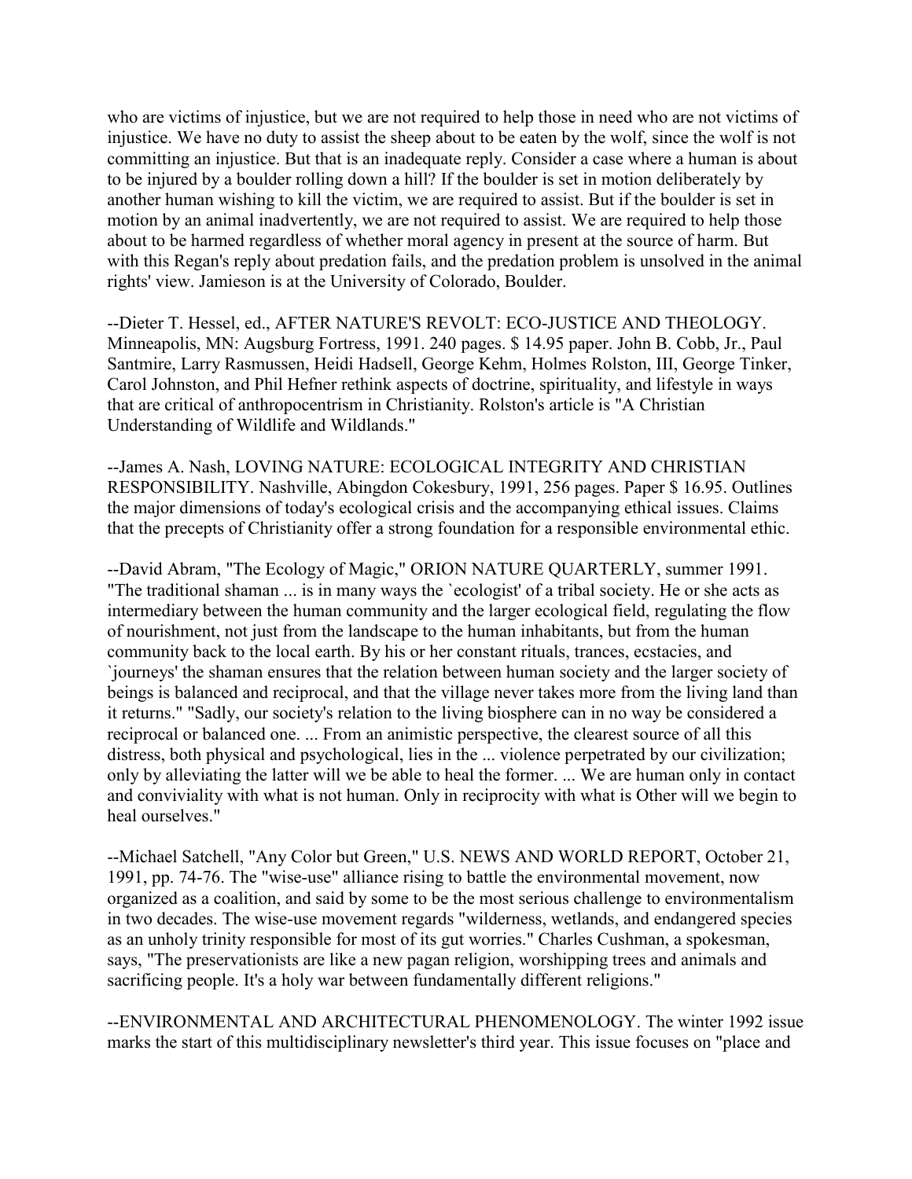who are victims of injustice, but we are not required to help those in need who are not victims of injustice. We have no duty to assist the sheep about to be eaten by the wolf, since the wolf is not committing an injustice. But that is an inadequate reply. Consider a case where a human is about to be injured by a boulder rolling down a hill? If the boulder is set in motion deliberately by another human wishing to kill the victim, we are required to assist. But if the boulder is set in motion by an animal inadvertently, we are not required to assist. We are required to help those about to be harmed regardless of whether moral agency in present at the source of harm. But with this Regan's reply about predation fails, and the predation problem is unsolved in the animal rights' view. Jamieson is at the University of Colorado, Boulder.

--Dieter T. Hessel, ed., AFTER NATURE'S REVOLT: ECO-JUSTICE AND THEOLOGY. Minneapolis, MN: Augsburg Fortress, 1991. 240 pages. $ 14.95 paper. John B. Cobb, Jr., Paul Santmire, Larry Rasmussen, Heidi Hadsell, George Kehm, Holmes Rolston, III, George Tinker, Carol Johnston, and Phil Hefner rethink aspects of doctrine, spirituality, and lifestyle in ways that are critical of anthropocentrism in Christianity. Rolston's article is "A Christian Understanding of Wildlife and Wildlands."

--James A. Nash, LOVING NATURE: ECOLOGICAL INTEGRITY AND CHRISTIAN RESPONSIBILITY. Nashville, Abingdon Cokesbury, 1991, 256 pages. Paper $ 16.95. Outlines the major dimensions of today's ecological crisis and the accompanying ethical issues. Claims that the precepts of Christianity offer a strong foundation for a responsible environmental ethic.

--David Abram, "The Ecology of Magic," ORION NATURE QUARTERLY, summer 1991. "The traditional shaman ... is in many ways the `ecologist' of a tribal society. He or she acts as intermediary between the human community and the larger ecological field, regulating the flow of nourishment, not just from the landscape to the human inhabitants, but from the human community back to the local earth. By his or her constant rituals, trances, ecstacies, and `journeys' the shaman ensures that the relation between human society and the larger society of beings is balanced and reciprocal, and that the village never takes more from the living land than it returns." "Sadly, our society's relation to the living biosphere can in no way be considered a reciprocal or balanced one. ... From an animistic perspective, the clearest source of all this distress, both physical and psychological, lies in the ... violence perpetrated by our civilization; only by alleviating the latter will we be able to heal the former. ... We are human only in contact and conviviality with what is not human. Only in reciprocity with what is Other will we begin to heal ourselves."

--Michael Satchell, "Any Color but Green," U.S. NEWS AND WORLD REPORT, October 21, 1991, pp. 74-76. The "wise-use" alliance rising to battle the environmental movement, now organized as a coalition, and said by some to be the most serious challenge to environmentalism in two decades. The wise-use movement regards "wilderness, wetlands, and endangered species as an unholy trinity responsible for most of its gut worries." Charles Cushman, a spokesman, says, "The preservationists are like a new pagan religion, worshipping trees and animals and sacrificing people. It's a holy war between fundamentally different religions."

--ENVIRONMENTAL AND ARCHITECTURAL PHENOMENOLOGY. The winter 1992 issue marks the start of this multidisciplinary newsletter's third year. This issue focuses on "place and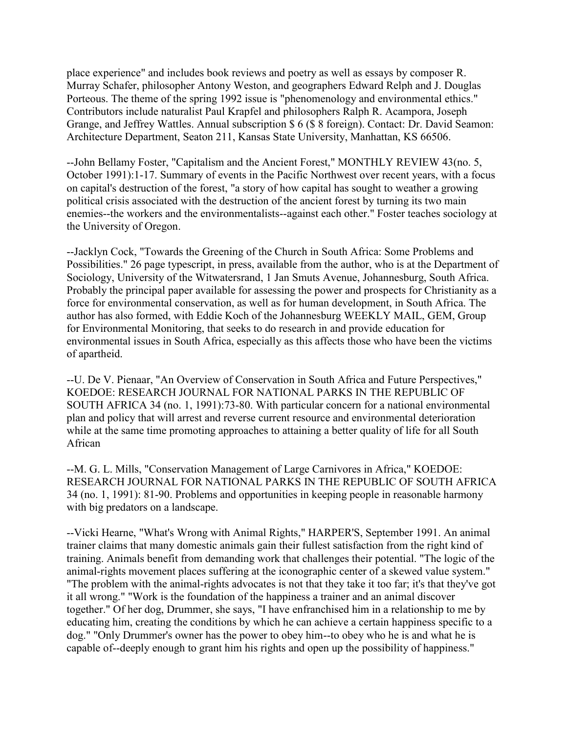place experience" and includes book reviews and poetry as well as essays by composer R. Murray Schafer, philosopher Antony Weston, and geographers Edward Relph and J. Douglas Porteous. The theme of the spring 1992 issue is "phenomenology and environmental ethics." Contributors include naturalist Paul Krapfel and philosophers Ralph R. Acampora, Joseph Grange, and Jeffrey Wattles. Annual subscription $ 6 ($ 8 foreign). Contact: Dr. David Seamon: Architecture Department, Seaton 211, Kansas State University, Manhattan, KS 66506.

--John Bellamy Foster, "Capitalism and the Ancient Forest," MONTHLY REVIEW 43(no. 5, October 1991):1-17. Summary of events in the Pacific Northwest over recent years, with a focus on capital's destruction of the forest, "a story of how capital has sought to weather a growing political crisis associated with the destruction of the ancient forest by turning its two main enemies--the workers and the environmentalists--against each other." Foster teaches sociology at the University of Oregon.

--Jacklyn Cock, "Towards the Greening of the Church in South Africa: Some Problems and Possibilities." 26 page typescript, in press, available from the author, who is at the Department of Sociology, University of the Witwatersrand, 1 Jan Smuts Avenue, Johannesburg, South Africa. Probably the principal paper available for assessing the power and prospects for Christianity as a force for environmental conservation, as well as for human development, in South Africa. The author has also formed, with Eddie Koch of the Johannesburg WEEKLY MAIL, GEM, Group for Environmental Monitoring, that seeks to do research in and provide education for environmental issues in South Africa, especially as this affects those who have been the victims of apartheid.

--U. De V. Pienaar, "An Overview of Conservation in South Africa and Future Perspectives," KOEDOE: RESEARCH JOURNAL FOR NATIONAL PARKS IN THE REPUBLIC OF SOUTH AFRICA 34 (no. 1, 1991):73-80. With particular concern for a national environmental plan and policy that will arrest and reverse current resource and environmental deterioration while at the same time promoting approaches to attaining a better quality of life for all South African

--M. G. L. Mills, "Conservation Management of Large Carnivores in Africa," KOEDOE: RESEARCH JOURNAL FOR NATIONAL PARKS IN THE REPUBLIC OF SOUTH AFRICA 34 (no. 1, 1991): 81-90. Problems and opportunities in keeping people in reasonable harmony with big predators on a landscape.

--Vicki Hearne, "What's Wrong with Animal Rights," HARPER'S, September 1991. An animal trainer claims that many domestic animals gain their fullest satisfaction from the right kind of training. Animals benefit from demanding work that challenges their potential. "The logic of the animal-rights movement places suffering at the iconographic center of a skewed value system." "The problem with the animal-rights advocates is not that they take it too far; it's that they've got it all wrong." "Work is the foundation of the happiness a trainer and an animal discover together." Of her dog, Drummer, she says, "I have enfranchised him in a relationship to me by educating him, creating the conditions by which he can achieve a certain happiness specific to a dog." "Only Drummer's owner has the power to obey him--to obey who he is and what he is capable of--deeply enough to grant him his rights and open up the possibility of happiness."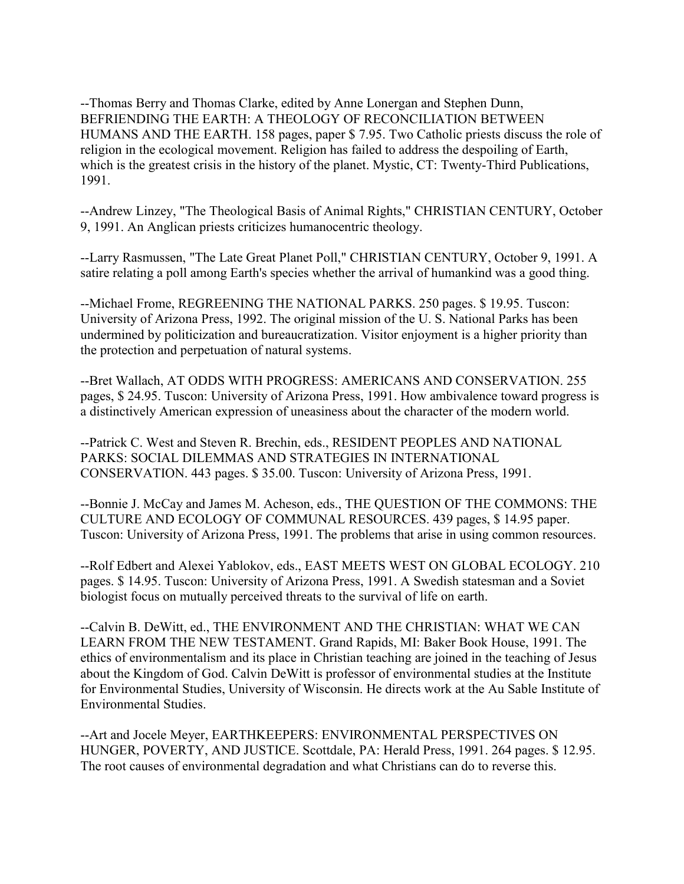--Thomas Berry and Thomas Clarke, edited by Anne Lonergan and Stephen Dunn, BEFRIENDING THE EARTH: A THEOLOGY OF RECONCILIATION BETWEEN HUMANS AND THE EARTH. 158 pages, paper $ 7.95. Two Catholic priests discuss the role of religion in the ecological movement. Religion has failed to address the despoiling of Earth, which is the greatest crisis in the history of the planet. Mystic, CT: Twenty-Third Publications, 1991.

--Andrew Linzey, "The Theological Basis of Animal Rights," CHRISTIAN CENTURY, October 9, 1991. An Anglican priests criticizes humanocentric theology.

--Larry Rasmussen, "The Late Great Planet Poll," CHRISTIAN CENTURY, October 9, 1991. A satire relating a poll among Earth's species whether the arrival of humankind was a good thing.

--Michael Frome, REGREENING THE NATIONAL PARKS. 250 pages. $ 19.95. Tuscon: University of Arizona Press, 1992. The original mission of the U. S. National Parks has been undermined by politicization and bureaucratization. Visitor enjoyment is a higher priority than the protection and perpetuation of natural systems.

--Bret Wallach, AT ODDS WITH PROGRESS: AMERICANS AND CONSERVATION. 255 pages, $ 24.95. Tuscon: University of Arizona Press, 1991. How ambivalence toward progress is a distinctively American expression of uneasiness about the character of the modern world.

--Patrick C. West and Steven R. Brechin, eds., RESIDENT PEOPLES AND NATIONAL PARKS: SOCIAL DILEMMAS AND STRATEGIES IN INTERNATIONAL CONSERVATION. 443 pages. $ 35.00. Tuscon: University of Arizona Press, 1991.

--Bonnie J. McCay and James M. Acheson, eds., THE QUESTION OF THE COMMONS: THE CULTURE AND ECOLOGY OF COMMUNAL RESOURCES. 439 pages, $ 14.95 paper. Tuscon: University of Arizona Press, 1991. The problems that arise in using common resources.

--Rolf Edbert and Alexei Yablokov, eds., EAST MEETS WEST ON GLOBAL ECOLOGY. 210 pages. $ 14.95. Tuscon: University of Arizona Press, 1991. A Swedish statesman and a Soviet biologist focus on mutually perceived threats to the survival of life on earth.

--Calvin B. DeWitt, ed., THE ENVIRONMENT AND THE CHRISTIAN: WHAT WE CAN LEARN FROM THE NEW TESTAMENT. Grand Rapids, MI: Baker Book House, 1991. The ethics of environmentalism and its place in Christian teaching are joined in the teaching of Jesus about the Kingdom of God. Calvin DeWitt is professor of environmental studies at the Institute for Environmental Studies, University of Wisconsin. He directs work at the Au Sable Institute of Environmental Studies.

--Art and Jocele Meyer, EARTHKEEPERS: ENVIRONMENTAL PERSPECTIVES ON HUNGER, POVERTY, AND JUSTICE. Scottdale, PA: Herald Press, 1991. 264 pages. $ 12.95. The root causes of environmental degradation and what Christians can do to reverse this.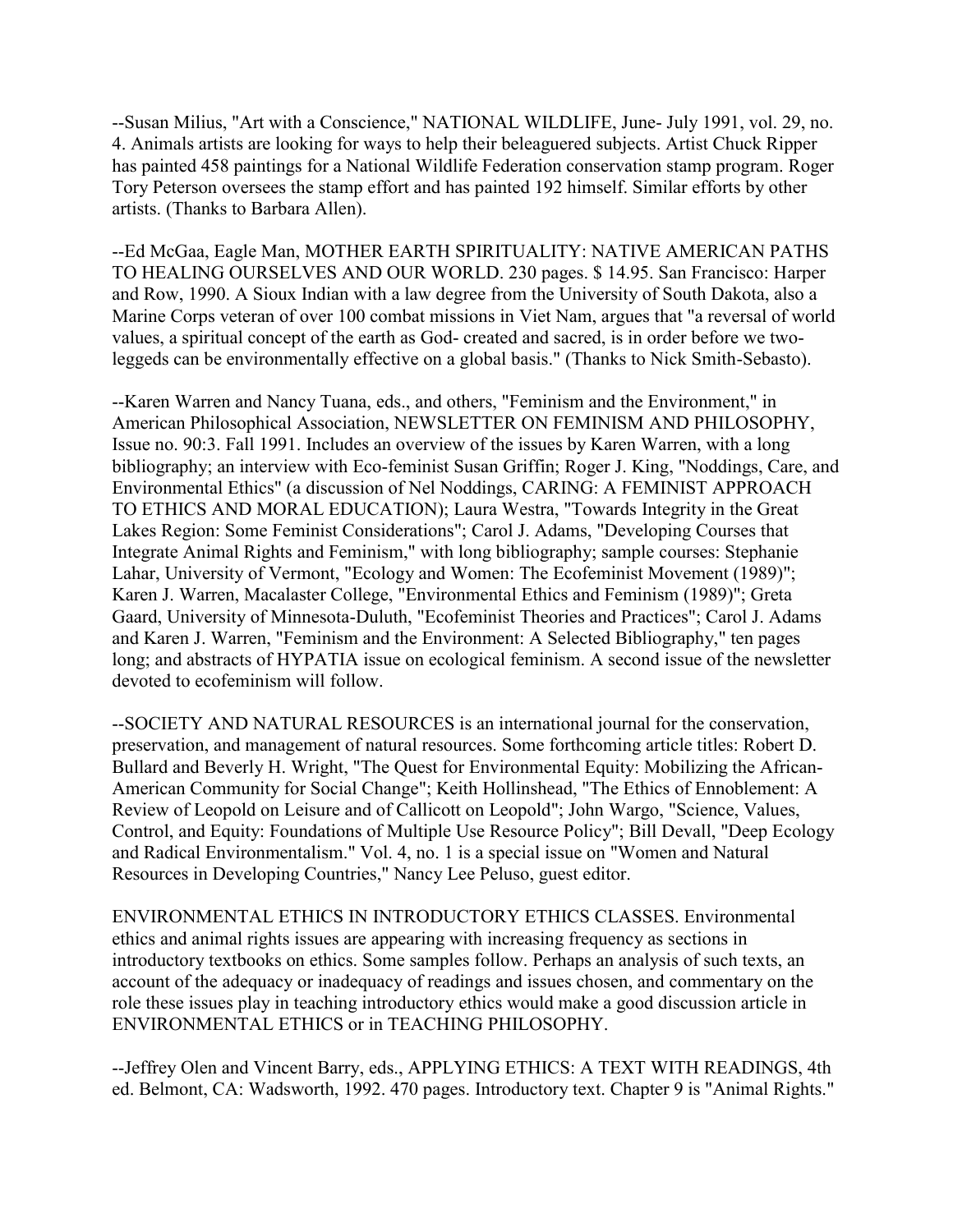--Susan Milius, "Art with a Conscience," NATIONAL WILDLIFE, June- July 1991, vol. 29, no. 4. Animals artists are looking for ways to help their beleaguered subjects. Artist Chuck Ripper has painted 458 paintings for a National Wildlife Federation conservation stamp program. Roger Tory Peterson oversees the stamp effort and has painted 192 himself. Similar efforts by other artists. (Thanks to Barbara Allen).

--Ed McGaa, Eagle Man, MOTHER EARTH SPIRITUALITY: NATIVE AMERICAN PATHS TO HEALING OURSELVES AND OUR WORLD. 230 pages. $ 14.95. San Francisco: Harper and Row, 1990. A Sioux Indian with a law degree from the University of South Dakota, also a Marine Corps veteran of over 100 combat missions in Viet Nam, argues that "a reversal of world values, a spiritual concept of the earth as God- created and sacred, is in order before we two-leggeds can be environmentally effective on a global basis." (Thanks to Nick Smith-Sebasto).

--Karen Warren and Nancy Tuana, eds., and others, "Feminism and the Environment," in American Philosophical Association, NEWSLETTER ON FEMINISM AND PHILOSOPHY, Issue no. 90:3. Fall 1991. Includes an overview of the issues by Karen Warren, with a long bibliography; an interview with Eco-feminist Susan Griffin; Roger J. King, "Noddings, Care, and Environmental Ethics" (a discussion of Nel Noddings, CARING: A FEMINIST APPROACH TO ETHICS AND MORAL EDUCATION); Laura Westra, "Towards Integrity in the Great Lakes Region: Some Feminist Considerations"; Carol J. Adams, "Developing Courses that Integrate Animal Rights and Feminism," with long bibliography; sample courses: Stephanie Lahar, University of Vermont, "Ecology and Women: The Ecofeminist Movement (1989)"; Karen J. Warren, Macalaster College, "Environmental Ethics and Feminism (1989)"; Greta Gaard, University of Minnesota-Duluth, "Ecofeminist Theories and Practices"; Carol J. Adams and Karen J. Warren, "Feminism and the Environment: A Selected Bibliography," ten pages long; and abstracts of HYPATIA issue on ecological feminism. A second issue of the newsletter devoted to ecofeminism will follow.

--SOCIETY AND NATURAL RESOURCES is an international journal for the conservation, preservation, and management of natural resources. Some forthcoming article titles: Robert D. Bullard and Beverly H. Wright, "The Quest for Environmental Equity: Mobilizing the African-American Community for Social Change"; Keith Hollinshead, "The Ethics of Ennoblement: A Review of Leopold on Leisure and of Callicott on Leopold"; John Wargo, "Science, Values, Control, and Equity: Foundations of Multiple Use Resource Policy"; Bill Devall, "Deep Ecology and Radical Environmentalism." Vol. 4, no. 1 is a special issue on "Women and Natural Resources in Developing Countries," Nancy Lee Peluso, guest editor.

ENVIRONMENTAL ETHICS IN INTRODUCTORY ETHICS CLASSES. Environmental ethics and animal rights issues are appearing with increasing frequency as sections in introductory textbooks on ethics. Some samples follow. Perhaps an analysis of such texts, an account of the adequacy or inadequacy of readings and issues chosen, and commentary on the role these issues play in teaching introductory ethics would make a good discussion article in ENVIRONMENTAL ETHICS or in TEACHING PHILOSOPHY.

--Jeffrey Olen and Vincent Barry, eds., APPLYING ETHICS: A TEXT WITH READINGS, 4th ed. Belmont, CA: Wadsworth, 1992. 470 pages. Introductory text. Chapter 9 is "Animal Rights."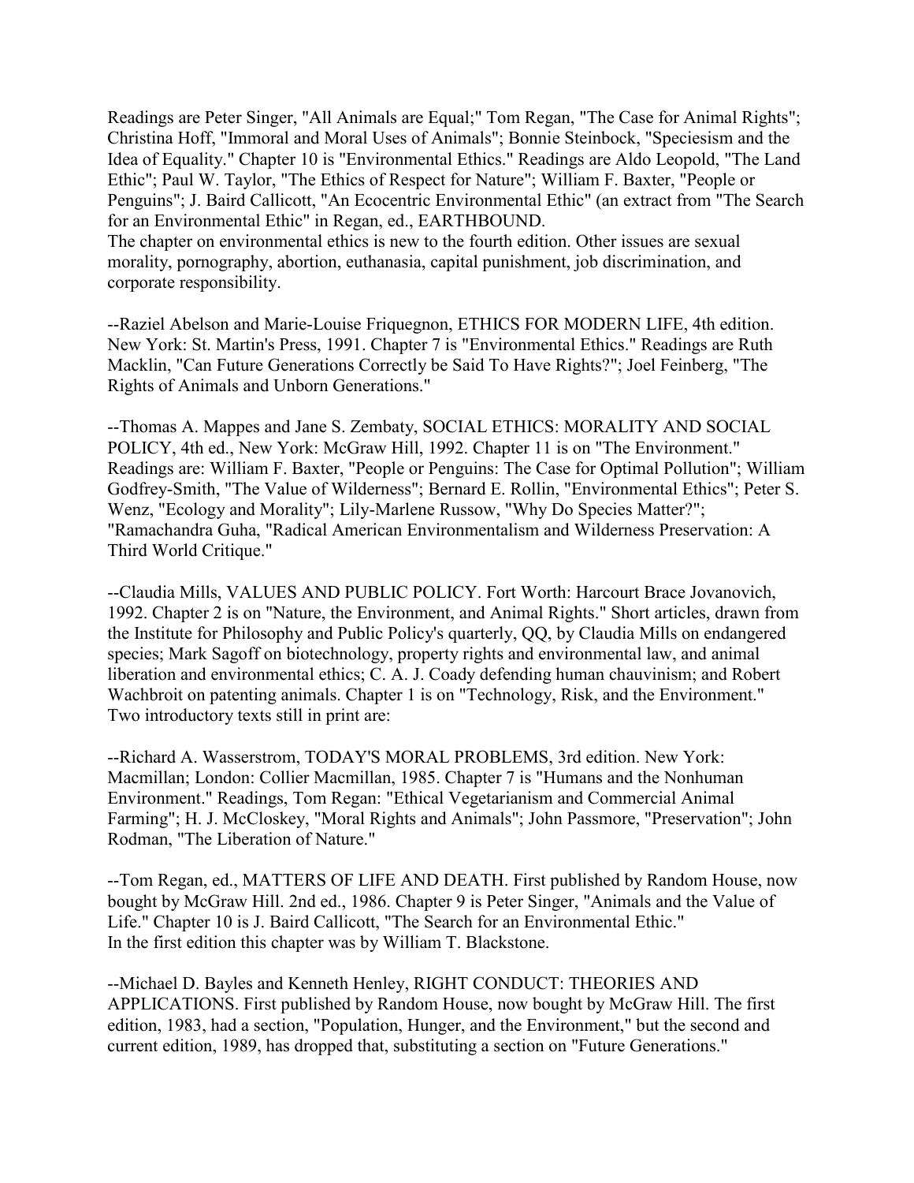Readings are Peter Singer, "All Animals are Equal;" Tom Regan, "The Case for Animal Rights"; Christina Hoff, "Immoral and Moral Uses of Animals"; Bonnie Steinbock, "Speciesism and the Idea of Equality." Chapter 10 is "Environmental Ethics." Readings are Aldo Leopold, "The Land Ethic"; Paul W. Taylor, "The Ethics of Respect for Nature"; William F. Baxter, "People or Penguins"; J. Baird Callicott, "An Ecocentric Environmental Ethic" (an extract from "The Search for an Environmental Ethic" in Regan, ed., EARTHBOUND.
The chapter on environmental ethics is new to the fourth edition. Other issues are sexual morality, pornography, abortion, euthanasia, capital punishment, job discrimination, and corporate responsibility.

--Raziel Abelson and Marie-Louise Friquegnon, ETHICS FOR MODERN LIFE, 4th edition. New York: St. Martin's Press, 1991. Chapter 7 is "Environmental Ethics." Readings are Ruth Macklin, "Can Future Generations Correctly be Said To Have Rights?"; Joel Feinberg, "The Rights of Animals and Unborn Generations."

--Thomas A. Mappes and Jane S. Zembaty, SOCIAL ETHICS: MORALITY AND SOCIAL POLICY, 4th ed., New York: McGraw Hill, 1992. Chapter 11 is on "The Environment." Readings are: William F. Baxter, "People or Penguins: The Case for Optimal Pollution"; William Godfrey-Smith, "The Value of Wilderness"; Bernard E. Rollin, "Environmental Ethics"; Peter S. Wenz, "Ecology and Morality"; Lily-Marlene Russow, "Why Do Species Matter?"; "Ramachandra Guha, "Radical American Environmentalism and Wilderness Preservation: A Third World Critique."

--Claudia Mills, VALUES AND PUBLIC POLICY. Fort Worth: Harcourt Brace Jovanovich, 1992. Chapter 2 is on "Nature, the Environment, and Animal Rights." Short articles, drawn from the Institute for Philosophy and Public Policy's quarterly, QQ, by Claudia Mills on endangered species; Mark Sagoff on biotechnology, property rights and environmental law, and animal liberation and environmental ethics; C. A. J. Coady defending human chauvinism; and Robert Wachbroit on patenting animals. Chapter 1 is on "Technology, Risk, and the Environment."
Two introductory texts still in print are:

--Richard A. Wasserstrom, TODAY'S MORAL PROBLEMS, 3rd edition. New York: Macmillan; London: Collier Macmillan, 1985. Chapter 7 is "Humans and the Nonhuman Environment." Readings, Tom Regan: "Ethical Vegetarianism and Commercial Animal Farming"; H. J. McCloskey, "Moral Rights and Animals"; John Passmore, "Preservation"; John Rodman, "The Liberation of Nature."

--Tom Regan, ed., MATTERS OF LIFE AND DEATH. First published by Random House, now bought by McGraw Hill. 2nd ed., 1986. Chapter 9 is Peter Singer, "Animals and the Value of Life." Chapter 10 is J. Baird Callicott, "The Search for an Environmental Ethic."
In the first edition this chapter was by William T. Blackstone.

--Michael D. Bayles and Kenneth Henley, RIGHT CONDUCT: THEORIES AND APPLICATIONS. First published by Random House, now bought by McGraw Hill. The first edition, 1983, had a section, "Population, Hunger, and the Environment," but the second and current edition, 1989, has dropped that, substituting a section on "Future Generations."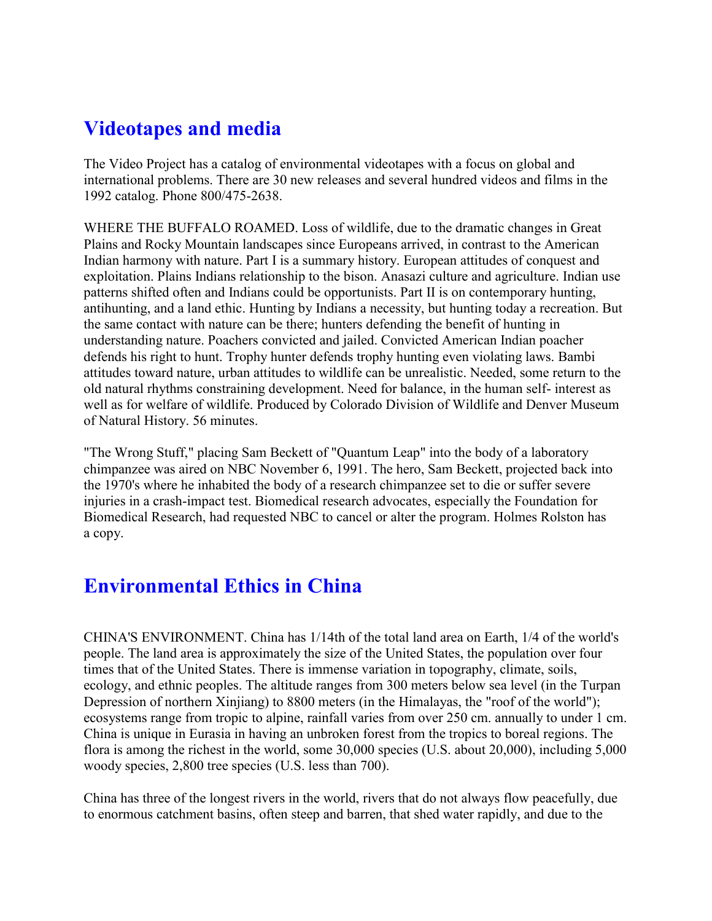## Videotapes and media

The Video Project has a catalog of environmental videotapes with a focus on global and international problems. There are 30 new releases and several hundred videos and films in the 1992 catalog. Phone 800/475-2638.

WHERE THE BUFFALO ROAMED. Loss of wildlife, due to the dramatic changes in Great Plains and Rocky Mountain landscapes since Europeans arrived, in contrast to the American Indian harmony with nature. Part I is a summary history. European attitudes of conquest and exploitation. Plains Indians relationship to the bison. Anasazi culture and agriculture. Indian use patterns shifted often and Indians could be opportunists. Part II is on contemporary hunting, antihunting, and a land ethic. Hunting by Indians a necessity, but hunting today a recreation. But the same contact with nature can be there; hunters defending the benefit of hunting in understanding nature. Poachers convicted and jailed. Convicted American Indian poacher defends his right to hunt. Trophy hunter defends trophy hunting even violating laws. Bambi attitudes toward nature, urban attitudes to wildlife can be unrealistic. Needed, some return to the old natural rhythms constraining development. Need for balance, in the human self- interest as well as for welfare of wildlife. Produced by Colorado Division of Wildlife and Denver Museum of Natural History. 56 minutes.

"The Wrong Stuff," placing Sam Beckett of "Quantum Leap" into the body of a laboratory chimpanzee was aired on NBC November 6, 1991. The hero, Sam Beckett, projected back into the 1970's where he inhabited the body of a research chimpanzee set to die or suffer severe injuries in a crash-impact test. Biomedical research advocates, especially the Foundation for Biomedical Research, had requested NBC to cancel or alter the program. Holmes Rolston has a copy.

## Environmental Ethics in China

CHINA'S ENVIRONMENT. China has 1/14th of the total land area on Earth, 1/4 of the world's people. The land area is approximately the size of the United States, the population over four times that of the United States. There is immense variation in topography, climate, soils, ecology, and ethnic peoples. The altitude ranges from 300 meters below sea level (in the Turpan Depression of northern Xinjiang) to 8800 meters (in the Himalayas, the "roof of the world"); ecosystems range from tropic to alpine, rainfall varies from over 250 cm. annually to under 1 cm. China is unique in Eurasia in having an unbroken forest from the tropics to boreal regions. The flora is among the richest in the world, some 30,000 species (U.S. about 20,000), including 5,000 woody species, 2,800 tree species (U.S. less than 700).

China has three of the longest rivers in the world, rivers that do not always flow peacefully, due to enormous catchment basins, often steep and barren, that shed water rapidly, and due to the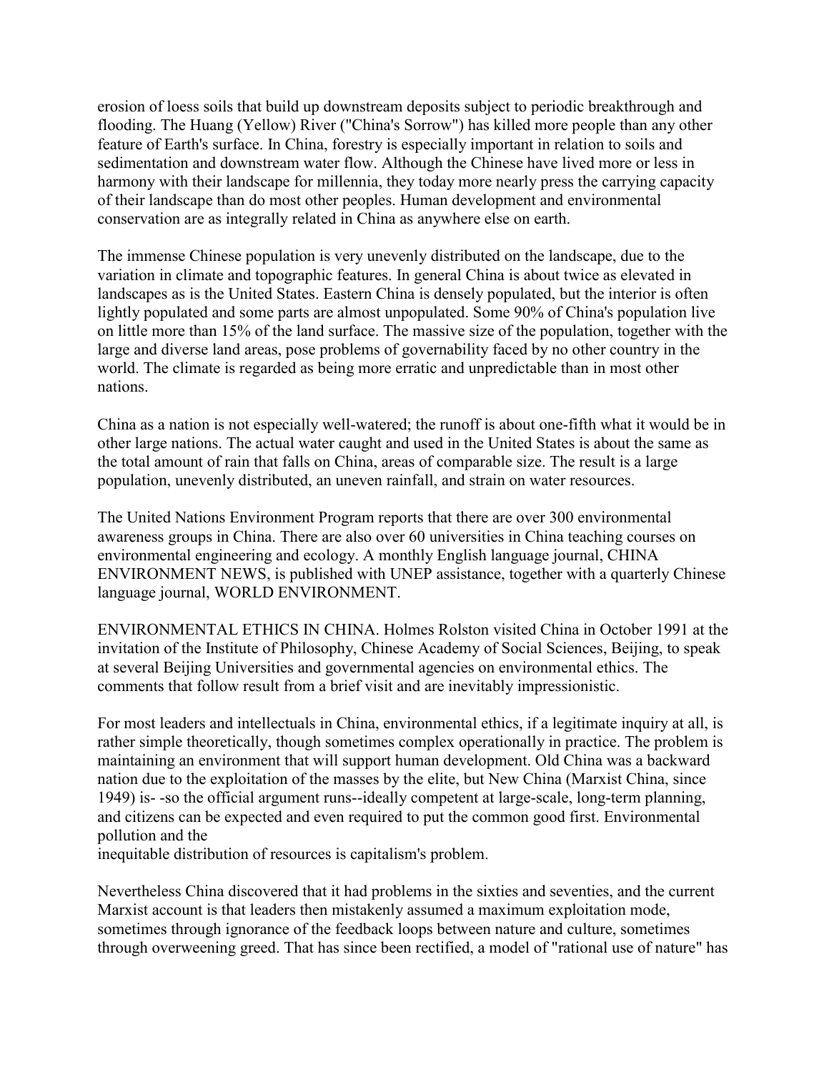erosion of loess soils that build up downstream deposits subject to periodic breakthrough and flooding. The Huang (Yellow) River ("China's Sorrow") has killed more people than any other feature of Earth's surface. In China, forestry is especially important in relation to soils and sedimentation and downstream water flow. Although the Chinese have lived more or less in harmony with their landscape for millennia, they today more nearly press the carrying capacity of their landscape than do most other peoples. Human development and environmental conservation are as integrally related in China as anywhere else on earth.

The immense Chinese population is very unevenly distributed on the landscape, due to the variation in climate and topographic features. In general China is about twice as elevated in landscapes as is the United States. Eastern China is densely populated, but the interior is often lightly populated and some parts are almost unpopulated. Some 90% of China's population live on little more than 15% of the land surface. The massive size of the population, together with the large and diverse land areas, pose problems of governability faced by no other country in the world. The climate is regarded as being more erratic and unpredictable than in most other nations.

China as a nation is not especially well-watered; the runoff is about one-fifth what it would be in other large nations. The actual water caught and used in the United States is about the same as the total amount of rain that falls on China, areas of comparable size. The result is a large population, unevenly distributed, an uneven rainfall, and strain on water resources.

The United Nations Environment Program reports that there are over 300 environmental awareness groups in China. There are also over 60 universities in China teaching courses on environmental engineering and ecology. A monthly English language journal, CHINA ENVIRONMENT NEWS, is published with UNEP assistance, together with a quarterly Chinese language journal, WORLD ENVIRONMENT.

ENVIRONMENTAL ETHICS IN CHINA. Holmes Rolston visited China in October 1991 at the invitation of the Institute of Philosophy, Chinese Academy of Social Sciences, Beijing, to speak at several Beijing Universities and governmental agencies on environmental ethics. The comments that follow result from a brief visit and are inevitably impressionistic.

For most leaders and intellectuals in China, environmental ethics, if a legitimate inquiry at all, is rather simple theoretically, though sometimes complex operationally in practice. The problem is maintaining an environment that will support human development. Old China was a backward nation due to the exploitation of the masses by the elite, but New China (Marxist China, since 1949) is- -so the official argument runs--ideally competent at large-scale, long-term planning, and citizens can be expected and even required to put the common good first. Environmental pollution and the inequitable distribution of resources is capitalism's problem.

Nevertheless China discovered that it had problems in the sixties and seventies, and the current Marxist account is that leaders then mistakenly assumed a maximum exploitation mode, sometimes through ignorance of the feedback loops between nature and culture, sometimes through overweening greed. That has since been rectified, a model of "rational use of nature" has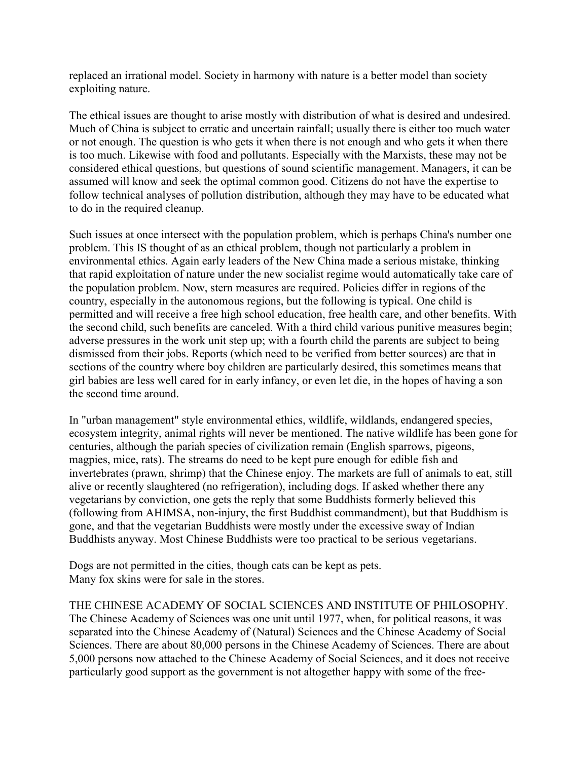replaced an irrational model. Society in harmony with nature is a better model than society exploiting nature.

The ethical issues are thought to arise mostly with distribution of what is desired and undesired. Much of China is subject to erratic and uncertain rainfall; usually there is either too much water or not enough. The question is who gets it when there is not enough and who gets it when there is too much. Likewise with food and pollutants. Especially with the Marxists, these may not be considered ethical questions, but questions of sound scientific management. Managers, it can be assumed will know and seek the optimal common good. Citizens do not have the expertise to follow technical analyses of pollution distribution, although they may have to be educated what to do in the required cleanup.

Such issues at once intersect with the population problem, which is perhaps China's number one problem. This IS thought of as an ethical problem, though not particularly a problem in environmental ethics. Again early leaders of the New China made a serious mistake, thinking that rapid exploitation of nature under the new socialist regime would automatically take care of the population problem. Now, stern measures are required. Policies differ in regions of the country, especially in the autonomous regions, but the following is typical. One child is permitted and will receive a free high school education, free health care, and other benefits. With the second child, such benefits are canceled. With a third child various punitive measures begin; adverse pressures in the work unit step up; with a fourth child the parents are subject to being dismissed from their jobs. Reports (which need to be verified from better sources) are that in sections of the country where boy children are particularly desired, this sometimes means that girl babies are less well cared for in early infancy, or even let die, in the hopes of having a son the second time around.

In "urban management" style environmental ethics, wildlife, wildlands, endangered species, ecosystem integrity, animal rights will never be mentioned. The native wildlife has been gone for centuries, although the pariah species of civilization remain (English sparrows, pigeons, magpies, mice, rats). The streams do need to be kept pure enough for edible fish and invertebrates (prawn, shrimp) that the Chinese enjoy. The markets are full of animals to eat, still alive or recently slaughtered (no refrigeration), including dogs. If asked whether there any vegetarians by conviction, one gets the reply that some Buddhists formerly believed this (following from AHIMSA, non-injury, the first Buddhist commandment), but that Buddhism is gone, and that the vegetarian Buddhists were mostly under the excessive sway of Indian Buddhists anyway. Most Chinese Buddhists were too practical to be serious vegetarians.

Dogs are not permitted in the cities, though cats can be kept as pets.
Many fox skins were for sale in the stores.

THE CHINESE ACADEMY OF SOCIAL SCIENCES AND INSTITUTE OF PHILOSOPHY. The Chinese Academy of Sciences was one unit until 1977, when, for political reasons, it was separated into the Chinese Academy of (Natural) Sciences and the Chinese Academy of Social Sciences. There are about 80,000 persons in the Chinese Academy of Sciences. There are about 5,000 persons now attached to the Chinese Academy of Social Sciences, and it does not receive particularly good support as the government is not altogether happy with some of the free-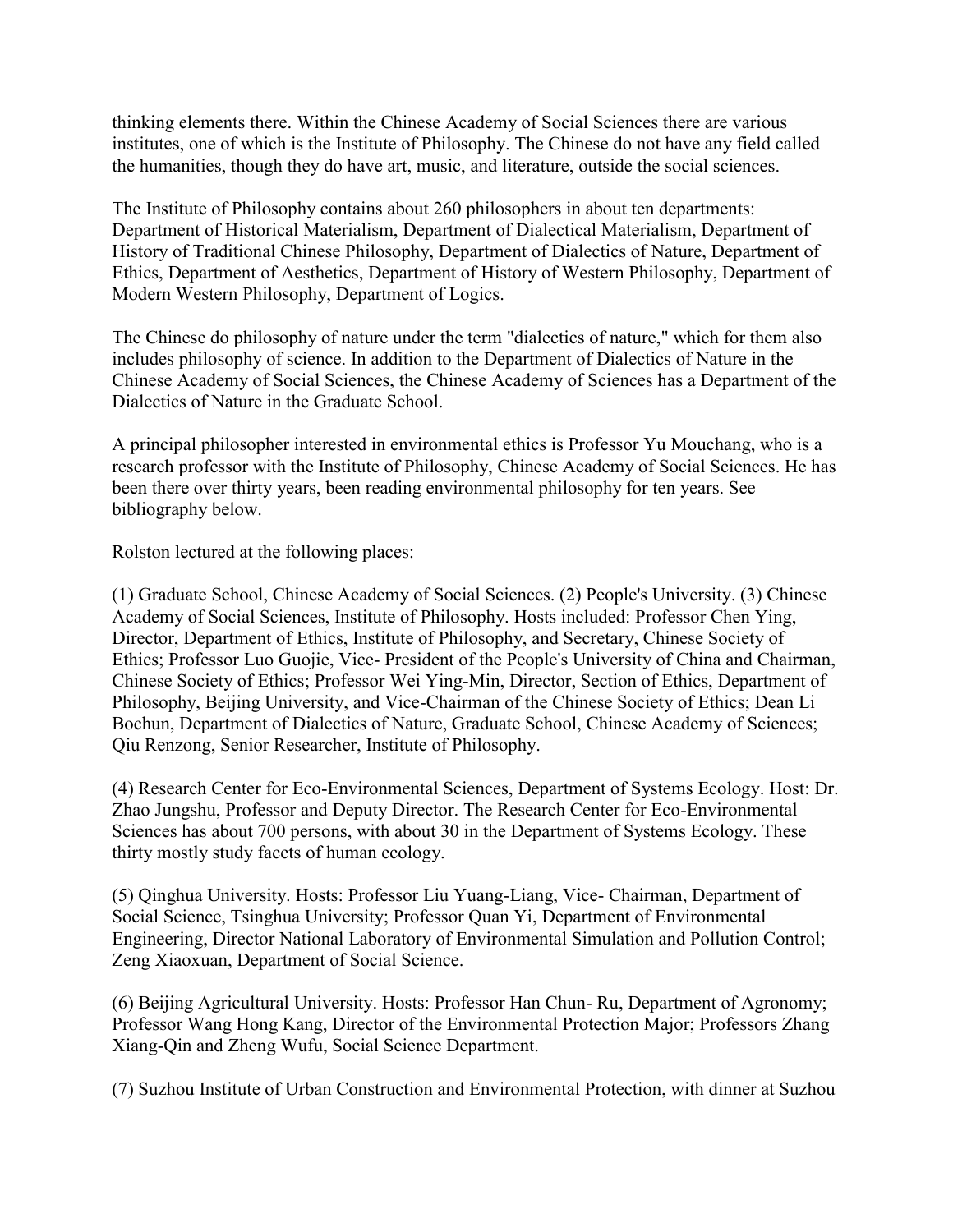thinking elements there. Within the Chinese Academy of Social Sciences there are various institutes, one of which is the Institute of Philosophy. The Chinese do not have any field called the humanities, though they do have art, music, and literature, outside the social sciences.

The Institute of Philosophy contains about 260 philosophers in about ten departments: Department of Historical Materialism, Department of Dialectical Materialism, Department of History of Traditional Chinese Philosophy, Department of Dialectics of Nature, Department of Ethics, Department of Aesthetics, Department of History of Western Philosophy, Department of Modern Western Philosophy, Department of Logics.

The Chinese do philosophy of nature under the term "dialectics of nature," which for them also includes philosophy of science. In addition to the Department of Dialectics of Nature in the Chinese Academy of Social Sciences, the Chinese Academy of Sciences has a Department of the Dialectics of Nature in the Graduate School.

A principal philosopher interested in environmental ethics is Professor Yu Mouchang, who is a research professor with the Institute of Philosophy, Chinese Academy of Social Sciences. He has been there over thirty years, been reading environmental philosophy for ten years. See bibliography below.

Rolston lectured at the following places:

(1) Graduate School, Chinese Academy of Social Sciences. (2) People's University. (3) Chinese Academy of Social Sciences, Institute of Philosophy. Hosts included: Professor Chen Ying, Director, Department of Ethics, Institute of Philosophy, and Secretary, Chinese Society of Ethics; Professor Luo Guojie, Vice- President of the People's University of China and Chairman, Chinese Society of Ethics; Professor Wei Ying-Min, Director, Section of Ethics, Department of Philosophy, Beijing University, and Vice-Chairman of the Chinese Society of Ethics; Dean Li Bochun, Department of Dialectics of Nature, Graduate School, Chinese Academy of Sciences; Qiu Renzong, Senior Researcher, Institute of Philosophy.

(4) Research Center for Eco-Environmental Sciences, Department of Systems Ecology. Host: Dr. Zhao Jungshu, Professor and Deputy Director. The Research Center for Eco-Environmental Sciences has about 700 persons, with about 30 in the Department of Systems Ecology. These thirty mostly study facets of human ecology.

(5) Qinghua University. Hosts: Professor Liu Yuang-Liang, Vice- Chairman, Department of Social Science, Tsinghua University; Professor Quan Yi, Department of Environmental Engineering, Director National Laboratory of Environmental Simulation and Pollution Control; Zeng Xiaoxuan, Department of Social Science.

(6) Beijing Agricultural University. Hosts: Professor Han Chun- Ru, Department of Agronomy; Professor Wang Hong Kang, Director of the Environmental Protection Major; Professors Zhang Xiang-Qin and Zheng Wufu, Social Science Department.

(7) Suzhou Institute of Urban Construction and Environmental Protection, with dinner at Suzhou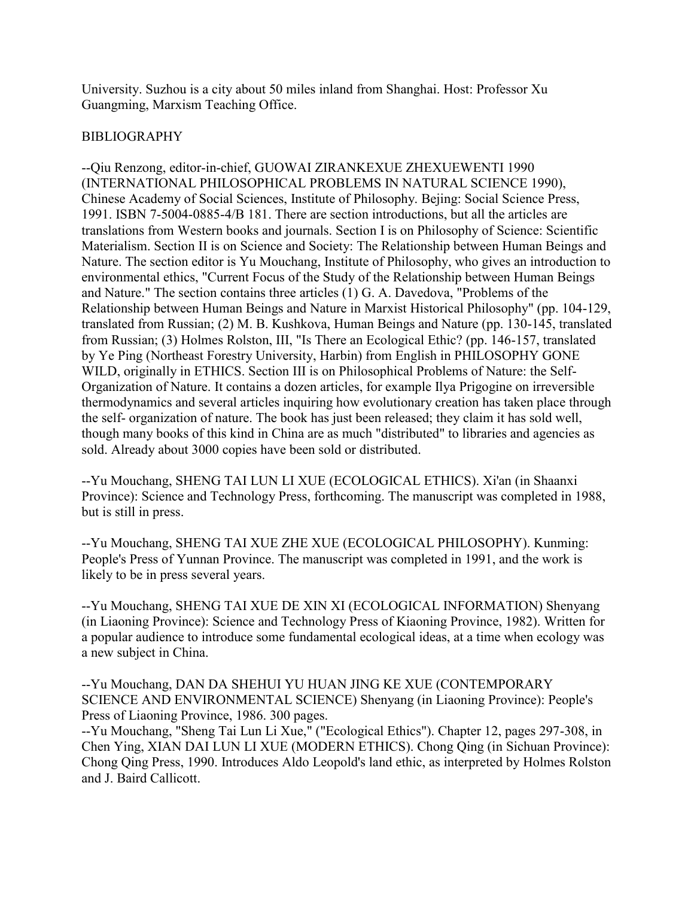University. Suzhou is a city about 50 miles inland from Shanghai. Host: Professor Xu Guangming, Marxism Teaching Office.

BIBLIOGRAPHY

--Qiu Renzong, editor-in-chief, GUOWAI ZIRANKEXUE ZHEXUEWENTI 1990 (INTERNATIONAL PHILOSOPHICAL PROBLEMS IN NATURAL SCIENCE 1990), Chinese Academy of Social Sciences, Institute of Philosophy. Bejing: Social Science Press, 1991. ISBN 7-5004-0885-4/B 181. There are section introductions, but all the articles are translations from Western books and journals. Section I is on Philosophy of Science: Scientific Materialism. Section II is on Science and Society: The Relationship between Human Beings and Nature. The section editor is Yu Mouchang, Institute of Philosophy, who gives an introduction to environmental ethics, "Current Focus of the Study of the Relationship between Human Beings and Nature." The section contains three articles (1) G. A. Davedova, "Problems of the Relationship between Human Beings and Nature in Marxist Historical Philosophy" (pp. 104-129, translated from Russian; (2) M. B. Kushkova, Human Beings and Nature (pp. 130-145, translated from Russian; (3) Holmes Rolston, III, "Is There an Ecological Ethic? (pp. 146-157, translated by Ye Ping (Northeast Forestry University, Harbin) from English in PHILOSOPHY GONE WILD, originally in ETHICS. Section III is on Philosophical Problems of Nature: the Self-Organization of Nature. It contains a dozen articles, for example Ilya Prigogine on irreversible thermodynamics and several articles inquiring how evolutionary creation has taken place through the self- organization of nature. The book has just been released; they claim it has sold well, though many books of this kind in China are as much "distributed" to libraries and agencies as sold. Already about 3000 copies have been sold or distributed.

--Yu Mouchang, SHENG TAI LUN LI XUE (ECOLOGICAL ETHICS). Xi'an (in Shaanxi Province): Science and Technology Press, forthcoming. The manuscript was completed in 1988, but is still in press.

--Yu Mouchang, SHENG TAI XUE ZHE XUE (ECOLOGICAL PHILOSOPHY). Kunming: People's Press of Yunnan Province. The manuscript was completed in 1991, and the work is likely to be in press several years.

--Yu Mouchang, SHENG TAI XUE DE XIN XI (ECOLOGICAL INFORMATION) Shenyang (in Liaoning Province): Science and Technology Press of Kiaoning Province, 1982). Written for a popular audience to introduce some fundamental ecological ideas, at a time when ecology was a new subject in China.

--Yu Mouchang, DAN DA SHEHUI YU HUAN JING KE XUE (CONTEMPORARY SCIENCE AND ENVIRONMENTAL SCIENCE) Shenyang (in Liaoning Province): People's Press of Liaoning Province, 1986. 300 pages.

--Yu Mouchang, "Sheng Tai Lun Li Xue," ("Ecological Ethics"). Chapter 12, pages 297-308, in Chen Ying, XIAN DAI LUN LI XUE (MODERN ETHICS). Chong Qing (in Sichuan Province): Chong Qing Press, 1990. Introduces Aldo Leopold's land ethic, as interpreted by Holmes Rolston and J. Baird Callicott.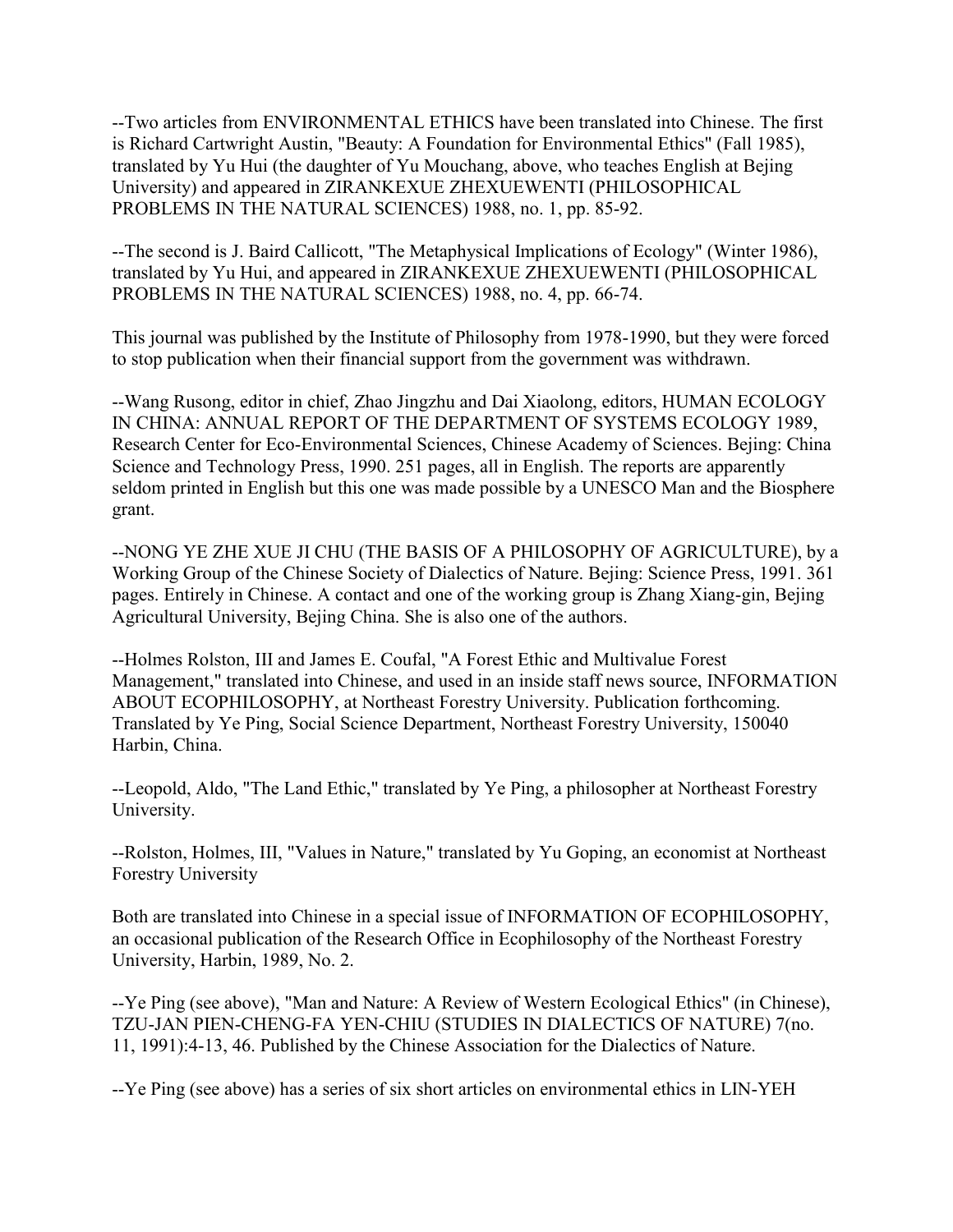--Two articles from ENVIRONMENTAL ETHICS have been translated into Chinese. The first is Richard Cartwright Austin, "Beauty: A Foundation for Environmental Ethics" (Fall 1985), translated by Yu Hui (the daughter of Yu Mouchang, above, who teaches English at Bejing University) and appeared in ZIRANKEXUE ZHEXUEWENTI (PHILOSOPHICAL PROBLEMS IN THE NATURAL SCIENCES) 1988, no. 1, pp. 85-92.

--The second is J. Baird Callicott, "The Metaphysical Implications of Ecology" (Winter 1986), translated by Yu Hui, and appeared in ZIRANKEXUE ZHEXUEWENTI (PHILOSOPHICAL PROBLEMS IN THE NATURAL SCIENCES) 1988, no. 4, pp. 66-74.

This journal was published by the Institute of Philosophy from 1978-1990, but they were forced to stop publication when their financial support from the government was withdrawn.

--Wang Rusong, editor in chief, Zhao Jingzhu and Dai Xiaolong, editors, HUMAN ECOLOGY IN CHINA: ANNUAL REPORT OF THE DEPARTMENT OF SYSTEMS ECOLOGY 1989, Research Center for Eco-Environmental Sciences, Chinese Academy of Sciences. Bejing: China Science and Technology Press, 1990. 251 pages, all in English. The reports are apparently seldom printed in English but this one was made possible by a UNESCO Man and the Biosphere grant.

--NONG YE ZHE XUE JI CHU (THE BASIS OF A PHILOSOPHY OF AGRICULTURE), by a Working Group of the Chinese Society of Dialectics of Nature. Bejing: Science Press, 1991. 361 pages. Entirely in Chinese. A contact and one of the working group is Zhang Xiang-gin, Bejing Agricultural University, Bejing China. She is also one of the authors.

--Holmes Rolston, III and James E. Coufal, "A Forest Ethic and Multivalue Forest Management," translated into Chinese, and used in an inside staff news source, INFORMATION ABOUT ECOPHILOSOPHY, at Northeast Forestry University. Publication forthcoming. Translated by Ye Ping, Social Science Department, Northeast Forestry University, 150040 Harbin, China.

--Leopold, Aldo, "The Land Ethic," translated by Ye Ping, a philosopher at Northeast Forestry University.

--Rolston, Holmes, III, "Values in Nature," translated by Yu Goping, an economist at Northeast Forestry University

Both are translated into Chinese in a special issue of INFORMATION OF ECOPHILOSOPHY, an occasional publication of the Research Office in Ecophilosophy of the Northeast Forestry University, Harbin, 1989, No. 2.

--Ye Ping (see above), "Man and Nature: A Review of Western Ecological Ethics" (in Chinese), TZU-JAN PIEN-CHENG-FA YEN-CHIU (STUDIES IN DIALECTICS OF NATURE) 7(no. 11, 1991):4-13, 46. Published by the Chinese Association for the Dialectics of Nature.

--Ye Ping (see above) has a series of six short articles on environmental ethics in LIN-YEH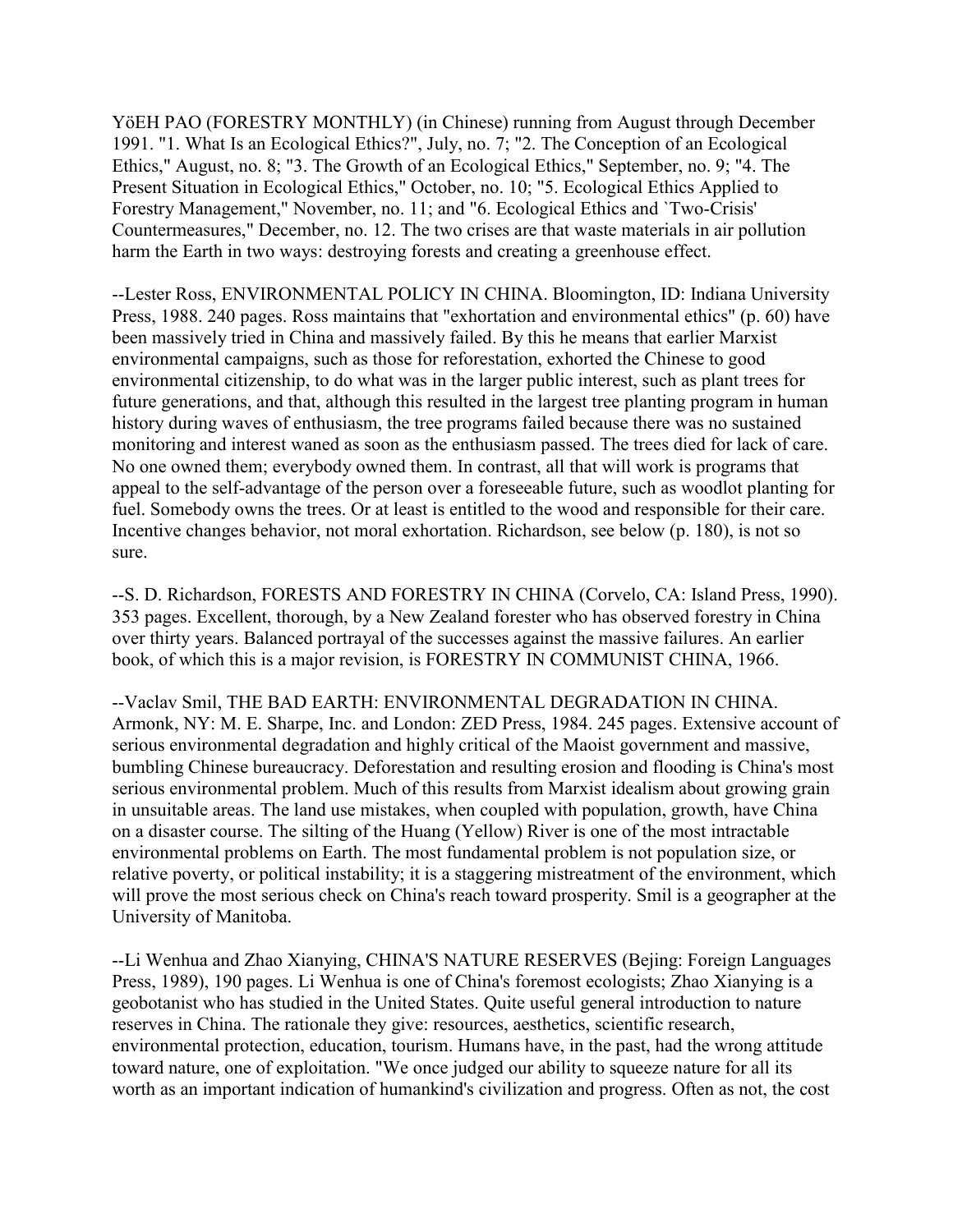YöEH PAO (FORESTRY MONTHLY) (in Chinese) running from August through December 1991. "1. What Is an Ecological Ethics?", July, no. 7; "2. The Conception of an Ecological Ethics," August, no. 8; "3. The Growth of an Ecological Ethics," September, no. 9; "4. The Present Situation in Ecological Ethics," October, no. 10; "5. Ecological Ethics Applied to Forestry Management," November, no. 11; and "6. Ecological Ethics and `Two-Crisis' Countermeasures," December, no. 12. The two crises are that waste materials in air pollution harm the Earth in two ways: destroying forests and creating a greenhouse effect.

--Lester Ross, ENVIRONMENTAL POLICY IN CHINA. Bloomington, ID: Indiana University Press, 1988. 240 pages. Ross maintains that "exhortation and environmental ethics" (p. 60) have been massively tried in China and massively failed. By this he means that earlier Marxist environmental campaigns, such as those for reforestation, exhorted the Chinese to good environmental citizenship, to do what was in the larger public interest, such as plant trees for future generations, and that, although this resulted in the largest tree planting program in human history during waves of enthusiasm, the tree programs failed because there was no sustained monitoring and interest waned as soon as the enthusiasm passed. The trees died for lack of care. No one owned them; everybody owned them. In contrast, all that will work is programs that appeal to the self-advantage of the person over a foreseeable future, such as woodlot planting for fuel. Somebody owns the trees. Or at least is entitled to the wood and responsible for their care. Incentive changes behavior, not moral exhortation. Richardson, see below (p. 180), is not so sure.

--S. D. Richardson, FORESTS AND FORESTRY IN CHINA (Corvelo, CA: Island Press, 1990). 353 pages. Excellent, thorough, by a New Zealand forester who has observed forestry in China over thirty years. Balanced portrayal of the successes against the massive failures. An earlier book, of which this is a major revision, is FORESTRY IN COMMUNIST CHINA, 1966.

--Vaclav Smil, THE BAD EARTH: ENVIRONMENTAL DEGRADATION IN CHINA. Armonk, NY: M. E. Sharpe, Inc. and London: ZED Press, 1984. 245 pages. Extensive account of serious environmental degradation and highly critical of the Maoist government and massive, bumbling Chinese bureaucracy. Deforestation and resulting erosion and flooding is China's most serious environmental problem. Much of this results from Marxist idealism about growing grain in unsuitable areas. The land use mistakes, when coupled with population, growth, have China on a disaster course. The silting of the Huang (Yellow) River is one of the most intractable environmental problems on Earth. The most fundamental problem is not population size, or relative poverty, or political instability; it is a staggering mistreatment of the environment, which will prove the most serious check on China's reach toward prosperity. Smil is a geographer at the University of Manitoba.

--Li Wenhua and Zhao Xianying, CHINA'S NATURE RESERVES (Bejing: Foreign Languages Press, 1989), 190 pages. Li Wenhua is one of China's foremost ecologists; Zhao Xianying is a geobotanist who has studied in the United States. Quite useful general introduction to nature reserves in China. The rationale they give: resources, aesthetics, scientific research, environmental protection, education, tourism. Humans have, in the past, had the wrong attitude toward nature, one of exploitation. "We once judged our ability to squeeze nature for all its worth as an important indication of humankind's civilization and progress. Often as not, the cost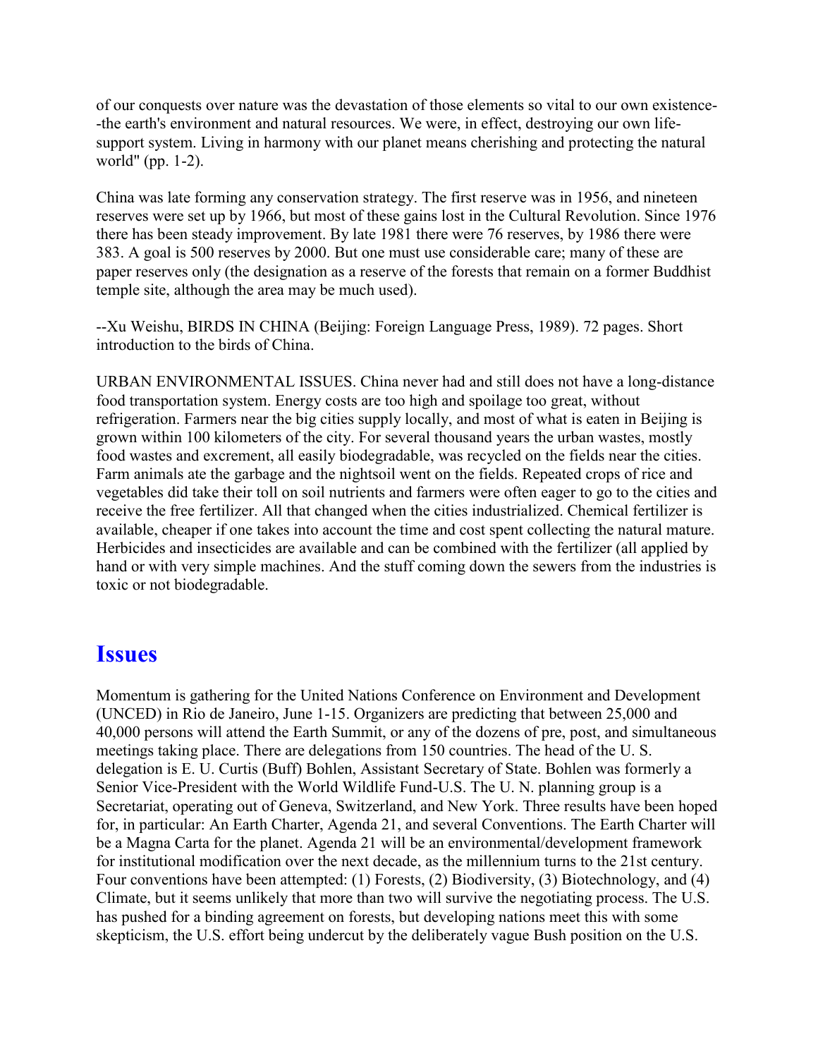of our conquests over nature was the devastation of those elements so vital to our own existence--the earth's environment and natural resources. We were, in effect, destroying our own life-support system. Living in harmony with our planet means cherishing and protecting the natural world" (pp. 1-2).

China was late forming any conservation strategy. The first reserve was in 1956, and nineteen reserves were set up by 1966, but most of these gains lost in the Cultural Revolution. Since 1976 there has been steady improvement. By late 1981 there were 76 reserves, by 1986 there were 383. A goal is 500 reserves by 2000. But one must use considerable care; many of these are paper reserves only (the designation as a reserve of the forests that remain on a former Buddhist temple site, although the area may be much used).

--Xu Weishu, BIRDS IN CHINA (Beijing: Foreign Language Press, 1989). 72 pages. Short introduction to the birds of China.

URBAN ENVIRONMENTAL ISSUES. China never had and still does not have a long-distance food transportation system. Energy costs are too high and spoilage too great, without refrigeration. Farmers near the big cities supply locally, and most of what is eaten in Beijing is grown within 100 kilometers of the city. For several thousand years the urban wastes, mostly food wastes and excrement, all easily biodegradable, was recycled on the fields near the cities. Farm animals ate the garbage and the nightsoil went on the fields. Repeated crops of rice and vegetables did take their toll on soil nutrients and farmers were often eager to go to the cities and receive the free fertilizer. All that changed when the cities industrialized. Chemical fertilizer is available, cheaper if one takes into account the time and cost spent collecting the natural mature. Herbicides and insecticides are available and can be combined with the fertilizer (all applied by hand or with very simple machines. And the stuff coming down the sewers from the industries is toxic or not biodegradable.

## Issues

Momentum is gathering for the United Nations Conference on Environment and Development (UNCED) in Rio de Janeiro, June 1-15. Organizers are predicting that between 25,000 and 40,000 persons will attend the Earth Summit, or any of the dozens of pre, post, and simultaneous meetings taking place. There are delegations from 150 countries. The head of the U. S. delegation is E. U. Curtis (Buff) Bohlen, Assistant Secretary of State. Bohlen was formerly a Senior Vice-President with the World Wildlife Fund-U.S. The U. N. planning group is a Secretariat, operating out of Geneva, Switzerland, and New York. Three results have been hoped for, in particular: An Earth Charter, Agenda 21, and several Conventions. The Earth Charter will be a Magna Carta for the planet. Agenda 21 will be an environmental/development framework for institutional modification over the next decade, as the millennium turns to the 21st century. Four conventions have been attempted: (1) Forests, (2) Biodiversity, (3) Biotechnology, and (4) Climate, but it seems unlikely that more than two will survive the negotiating process. The U.S. has pushed for a binding agreement on forests, but developing nations meet this with some skepticism, the U.S. effort being undercut by the deliberately vague Bush position on the U.S.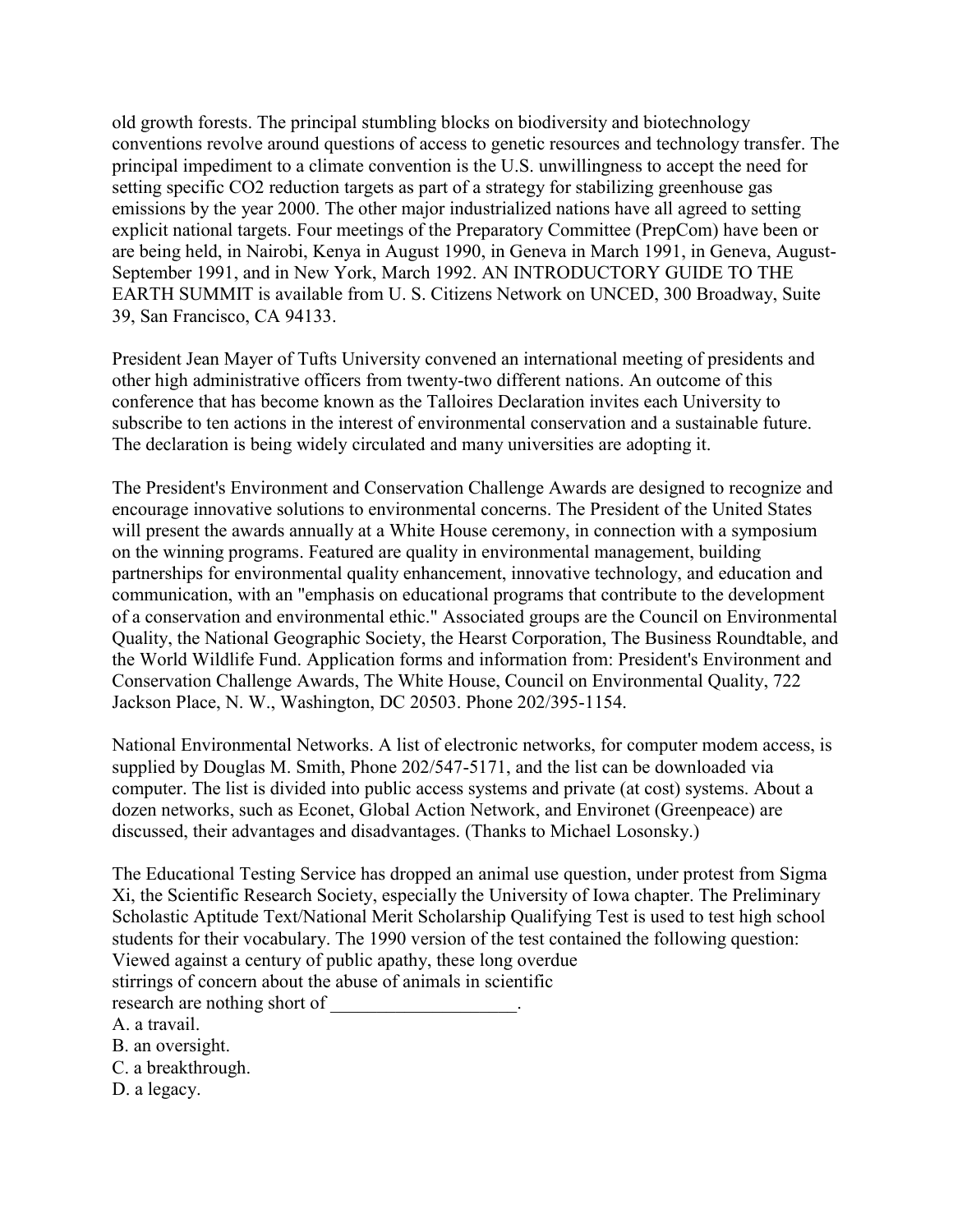old growth forests. The principal stumbling blocks on biodiversity and biotechnology conventions revolve around questions of access to genetic resources and technology transfer. The principal impediment to a climate convention is the U.S. unwillingness to accept the need for setting specific $CO_2$ reduction targets as part of a strategy for stabilizing greenhouse gas emissions by the year 2000. The other major industrialized nations have all agreed to setting explicit national targets. Four meetings of the Preparatory Committee (PrepCom) have been or are being held, in Nairobi, Kenya in August 1990, in Geneva in March 1991, in Geneva, August-September 1991, and in New York, March 1992. AN INTRODUCTORY GUIDE TO THE EARTH SUMMIT is available from U. S. Citizens Network on UNCED, 300 Broadway, Suite 39, San Francisco, CA 94133.

President Jean Mayer of Tufts University convened an international meeting of presidents and other high administrative officers from twenty-two different nations. An outcome of this conference that has become known as the Talloires Declaration invites each University to subscribe to ten actions in the interest of environmental conservation and a sustainable future. The declaration is being widely circulated and many universities are adopting it.

The President's Environment and Conservation Challenge Awards are designed to recognize and encourage innovative solutions to environmental concerns. The President of the United States will present the awards annually at a White House ceremony, in connection with a symposium on the winning programs. Featured are quality in environmental management, building partnerships for environmental quality enhancement, innovative technology, and education and communication, with an "emphasis on educational programs that contribute to the development of a conservation and environmental ethic." Associated groups are the Council on Environmental Quality, the National Geographic Society, the Hearst Corporation, The Business Roundtable, and the World Wildlife Fund. Application forms and information from: President's Environment and Conservation Challenge Awards, The White House, Council on Environmental Quality, 722 Jackson Place, N. W., Washington, DC 20503. Phone 202/395-1154.

National Environmental Networks. A list of electronic networks, for computer modem access, is supplied by Douglas M. Smith, Phone 202/547-5171, and the list can be downloaded via computer. The list is divided into public access systems and private (at cost) systems. About a dozen networks, such as Econet, Global Action Network, and Environet (Greenpeace) are discussed, their advantages and disadvantages. (Thanks to Michael Losonsky.)

The Educational Testing Service has dropped an animal use question, under protest from Sigma Xi, the Scientific Research Society, especially the University of Iowa chapter. The Preliminary Scholastic Aptitude Text/National Merit Scholarship Qualifying Test is used to test high school students for their vocabulary. The 1990 version of the test contained the following question:

Viewed against a century of public apathy, these long overdue
stirrings of concern about the abuse of animals in scientific
research are nothing short of ____________________.

A. a travail.
B. an oversight.
C. a breakthrough.
D. a legacy.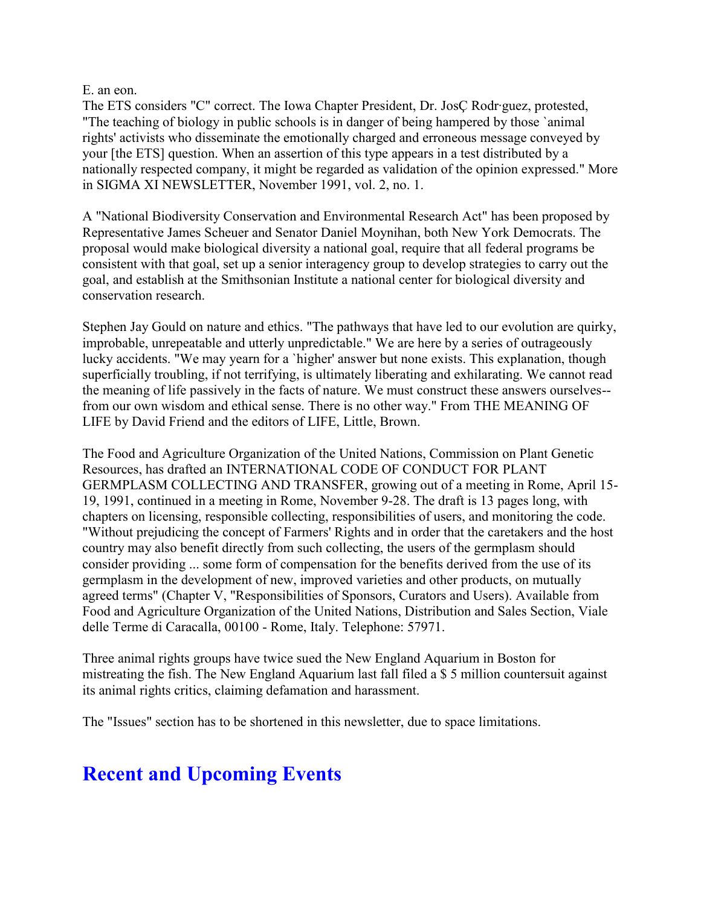E. an eon.

The ETS considers "C" correct. The Iowa Chapter President, Dr. JosÇ Rodr·guez, protested, "The teaching of biology in public schools is in danger of being hampered by those `animal rights' activists who disseminate the emotionally charged and erroneous message conveyed by your [the ETS] question. When an assertion of this type appears in a test distributed by a nationally respected company, it might be regarded as validation of the opinion expressed." More in SIGMA XI NEWSLETTER, November 1991, vol. 2, no. 1.

A "National Biodiversity Conservation and Environmental Research Act" has been proposed by Representative James Scheuer and Senator Daniel Moynihan, both New York Democrats. The proposal would make biological diversity a national goal, require that all federal programs be consistent with that goal, set up a senior interagency group to develop strategies to carry out the goal, and establish at the Smithsonian Institute a national center for biological diversity and conservation research.

Stephen Jay Gould on nature and ethics. "The pathways that have led to our evolution are quirky, improbable, unrepeatable and utterly unpredictable." We are here by a series of outrageously lucky accidents. "We may yearn for a `higher' answer but none exists. This explanation, though superficially troubling, if not terrifying, is ultimately liberating and exhilarating. We cannot read the meaning of life passively in the facts of nature. We must construct these answers ourselves--from our own wisdom and ethical sense. There is no other way." From THE MEANING OF LIFE by David Friend and the editors of LIFE, Little, Brown.

The Food and Agriculture Organization of the United Nations, Commission on Plant Genetic Resources, has drafted an INTERNATIONAL CODE OF CONDUCT FOR PLANT GERMPLASM COLLECTING AND TRANSFER, growing out of a meeting in Rome, April 15-19, 1991, continued in a meeting in Rome, November 9-28. The draft is 13 pages long, with chapters on licensing, responsible collecting, responsibilities of users, and monitoring the code. "Without prejudicing the concept of Farmers' Rights and in order that the caretakers and the host country may also benefit directly from such collecting, the users of the germplasm should consider providing ... some form of compensation for the benefits derived from the use of its germplasm in the development of new, improved varieties and other products, on mutually agreed terms" (Chapter V, "Responsibilities of Sponsors, Curators and Users). Available from Food and Agriculture Organization of the United Nations, Distribution and Sales Section, Viale delle Terme di Caracalla, 00100 - Rome, Italy. Telephone: 57971.

Three animal rights groups have twice sued the New England Aquarium in Boston for mistreating the fish. The New England Aquarium last fall filed a $ 5 million countersuit against its animal rights critics, claiming defamation and harassment.

The "Issues" section has to be shortened in this newsletter, due to space limitations.

## Recent and Upcoming Events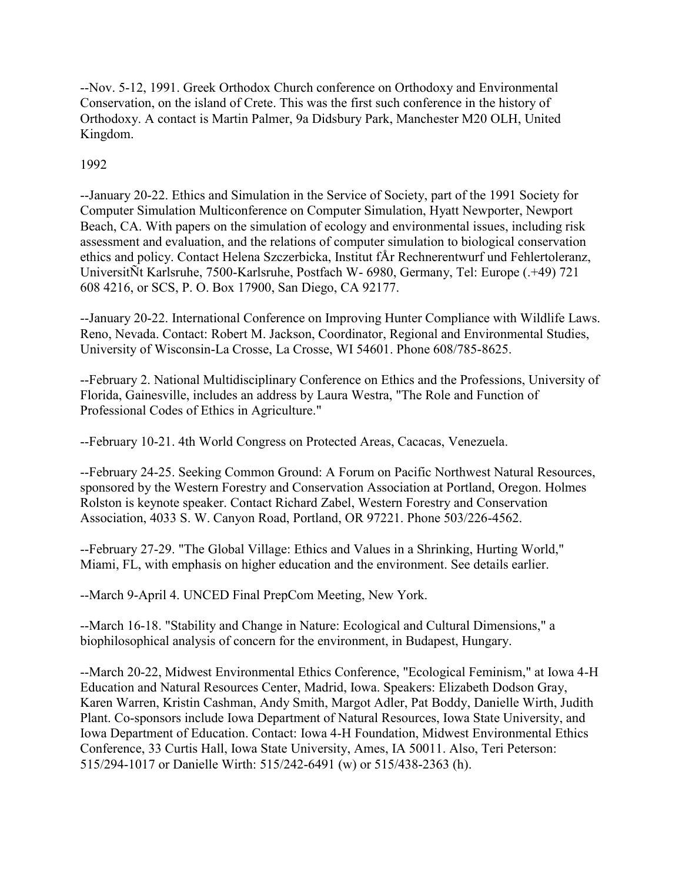--Nov. 5-12, 1991. Greek Orthodox Church conference on Orthodoxy and Environmental Conservation, on the island of Crete. This was the first such conference in the history of Orthodoxy. A contact is Martin Palmer, 9a Didsbury Park, Manchester M20 OLH, United Kingdom.

1992

--January 20-22. Ethics and Simulation in the Service of Society, part of the 1991 Society for Computer Simulation Multiconference on Computer Simulation, Hyatt Newporter, Newport Beach, CA. With papers on the simulation of ecology and environmental issues, including risk assessment and evaluation, and the relations of computer simulation to biological conservation ethics and policy. Contact Helena Szczerbicka, Institut fÅr Rechnerentwurf und Fehlertoleranz, UniversitÑt Karlsruhe, 7500-Karlsruhe, Postfach W- 6980, Germany, Tel: Europe (.+49) 721 608 4216, or SCS, P. O. Box 17900, San Diego, CA 92177.

--January 20-22. International Conference on Improving Hunter Compliance with Wildlife Laws. Reno, Nevada. Contact: Robert M. Jackson, Coordinator, Regional and Environmental Studies, University of Wisconsin-La Crosse, La Crosse, WI 54601. Phone 608/785-8625.

--February 2. National Multidisciplinary Conference on Ethics and the Professions, University of Florida, Gainesville, includes an address by Laura Westra, "The Role and Function of Professional Codes of Ethics in Agriculture."

--February 10-21. 4th World Congress on Protected Areas, Cacacas, Venezuela.

--February 24-25. Seeking Common Ground: A Forum on Pacific Northwest Natural Resources, sponsored by the Western Forestry and Conservation Association at Portland, Oregon. Holmes Rolston is keynote speaker. Contact Richard Zabel, Western Forestry and Conservation Association, 4033 S. W. Canyon Road, Portland, OR 97221. Phone 503/226-4562.

--February 27-29. "The Global Village: Ethics and Values in a Shrinking, Hurting World," Miami, FL, with emphasis on higher education and the environment. See details earlier.

--March 9-April 4. UNCED Final PrepCom Meeting, New York.

--March 16-18. "Stability and Change in Nature: Ecological and Cultural Dimensions," a biophilosophical analysis of concern for the environment, in Budapest, Hungary.

--March 20-22, Midwest Environmental Ethics Conference, "Ecological Feminism," at Iowa 4-H Education and Natural Resources Center, Madrid, Iowa. Speakers: Elizabeth Dodson Gray, Karen Warren, Kristin Cashman, Andy Smith, Margot Adler, Pat Boddy, Danielle Wirth, Judith Plant. Co-sponsors include Iowa Department of Natural Resources, Iowa State University, and Iowa Department of Education. Contact: Iowa 4-H Foundation, Midwest Environmental Ethics Conference, 33 Curtis Hall, Iowa State University, Ames, IA 50011. Also, Teri Peterson: 515/294-1017 or Danielle Wirth: 515/242-6491 (w) or 515/438-2363 (h).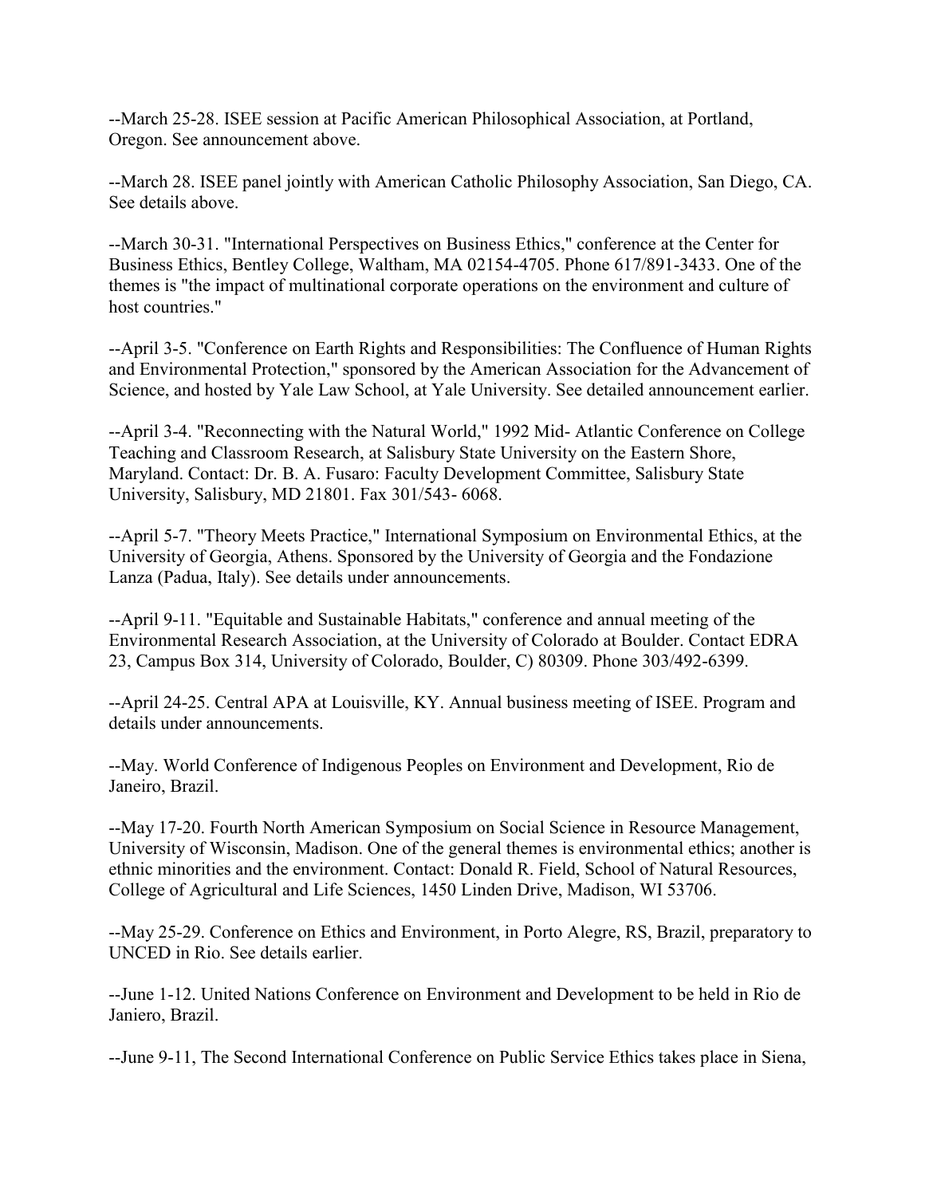--March 25-28. ISEE session at Pacific American Philosophical Association, at Portland, Oregon. See announcement above.

--March 28. ISEE panel jointly with American Catholic Philosophy Association, San Diego, CA. See details above.

--March 30-31. "International Perspectives on Business Ethics," conference at the Center for Business Ethics, Bentley College, Waltham, MA 02154-4705. Phone 617/891-3433. One of the themes is "the impact of multinational corporate operations on the environment and culture of host countries."

--April 3-5. "Conference on Earth Rights and Responsibilities: The Confluence of Human Rights and Environmental Protection," sponsored by the American Association for the Advancement of Science, and hosted by Yale Law School, at Yale University. See detailed announcement earlier.

--April 3-4. "Reconnecting with the Natural World," 1992 Mid- Atlantic Conference on College Teaching and Classroom Research, at Salisbury State University on the Eastern Shore, Maryland. Contact: Dr. B. A. Fusaro: Faculty Development Committee, Salisbury State University, Salisbury, MD 21801. Fax 301/543- 6068.

--April 5-7. "Theory Meets Practice," International Symposium on Environmental Ethics, at the University of Georgia, Athens. Sponsored by the University of Georgia and the Fondazione Lanza (Padua, Italy). See details under announcements.

--April 9-11. "Equitable and Sustainable Habitats," conference and annual meeting of the Environmental Research Association, at the University of Colorado at Boulder. Contact EDRA 23, Campus Box 314, University of Colorado, Boulder, C) 80309. Phone 303/492-6399.

--April 24-25. Central APA at Louisville, KY. Annual business meeting of ISEE. Program and details under announcements.

--May. World Conference of Indigenous Peoples on Environment and Development, Rio de Janeiro, Brazil.

--May 17-20. Fourth North American Symposium on Social Science in Resource Management, University of Wisconsin, Madison. One of the general themes is environmental ethics; another is ethnic minorities and the environment. Contact: Donald R. Field, School of Natural Resources, College of Agricultural and Life Sciences, 1450 Linden Drive, Madison, WI 53706.

--May 25-29. Conference on Ethics and Environment, in Porto Alegre, RS, Brazil, preparatory to UNCED in Rio. See details earlier.

--June 1-12. United Nations Conference on Environment and Development to be held in Rio de Janiero, Brazil.

--June 9-11, The Second International Conference on Public Service Ethics takes place in Siena,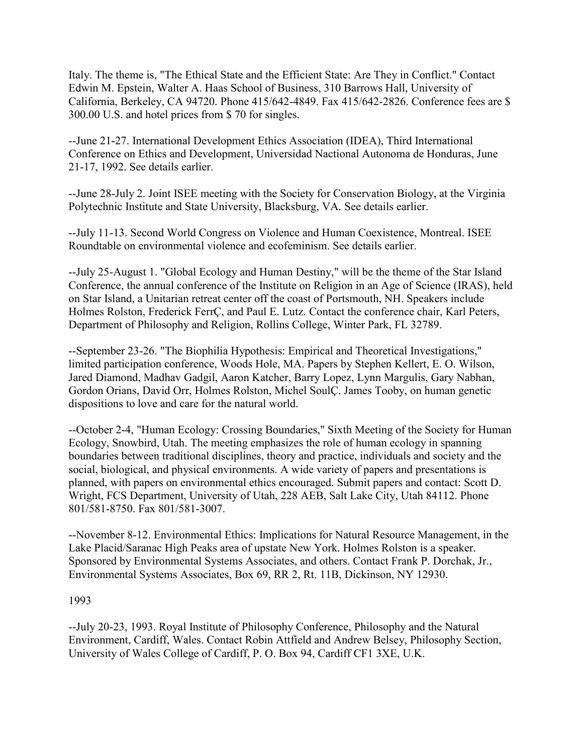Italy. The theme is, "The Ethical State and the Efficient State: Are They in Conflict." Contact Edwin M. Epstein, Walter A. Haas School of Business, 310 Barrows Hall, University of California, Berkeley, CA 94720. Phone 415/642-4849. Fax 415/642-2826. Conference fees are $ 300.00 U.S. and hotel prices from $ 70 for singles.

--June 21-27. International Development Ethics Association (IDEA), Third International Conference on Ethics and Development, Universidad Nactional Autonoma de Honduras, June 21-17, 1992. See details earlier.

--June 28-July 2. Joint ISEE meeting with the Society for Conservation Biology, at the Virginia Polytechnic Institute and State University, Blacksburg, VA. See details earlier.

--July 11-13. Second World Congress on Violence and Human Coexistence, Montreal. ISEE Roundtable on environmental violence and ecofeminism. See details earlier.

--July 25-August 1. "Global Ecology and Human Destiny," will be the theme of the Star Island Conference, the annual conference of the Institute on Religion in an Age of Science (IRAS), held on Star Island, a Unitarian retreat center off the coast of Portsmouth, NH. Speakers include Holmes Rolston, Frederick FerrÇ, and Paul E. Lutz. Contact the conference chair, Karl Peters, Department of Philosophy and Religion, Rollins College, Winter Park, FL 32789.

--September 23-26. "The Biophilia Hypothesis: Empirical and Theoretical Investigations," limited participation conference, Woods Hole, MA. Papers by Stephen Kellert, E. O. Wilson, Jared Diamond, Madhav Gadgil, Aaron Katcher, Barry Lopez, Lynn Margulis, Gary Nabhan, Gordon Orians, David Orr, Holmes Rolston, Michel SoulÇ. James Tooby, on human genetic dispositions to love and care for the natural world.

--October 2-4, "Human Ecology: Crossing Boundaries," Sixth Meeting of the Society for Human Ecology, Snowbird, Utah. The meeting emphasizes the role of human ecology in spanning boundaries between traditional disciplines, theory and practice, individuals and society and the social, biological, and physical environments. A wide variety of papers and presentations is planned, with papers on environmental ethics encouraged. Submit papers and contact: Scott D. Wright, FCS Department, University of Utah, 228 AEB, Salt Lake City, Utah 84112. Phone 801/581-8750. Fax 801/581-3007.

--November 8-12. Environmental Ethics: Implications for Natural Resource Management, in the Lake Placid/Saranac High Peaks area of upstate New York. Holmes Rolston is a speaker. Sponsored by Environmental Systems Associates, and others. Contact Frank P. Dorchak, Jr., Environmental Systems Associates, Box 69, RR 2, Rt. 11B, Dickinson, NY 12930.

1993

--July 20-23, 1993. Royal Institute of Philosophy Conference, Philosophy and the Natural Environment, Cardiff, Wales. Contact Robin Attfield and Andrew Belsey, Philosophy Section, University of Wales College of Cardiff, P. O. Box 94, Cardiff CF1 3XE, U.K.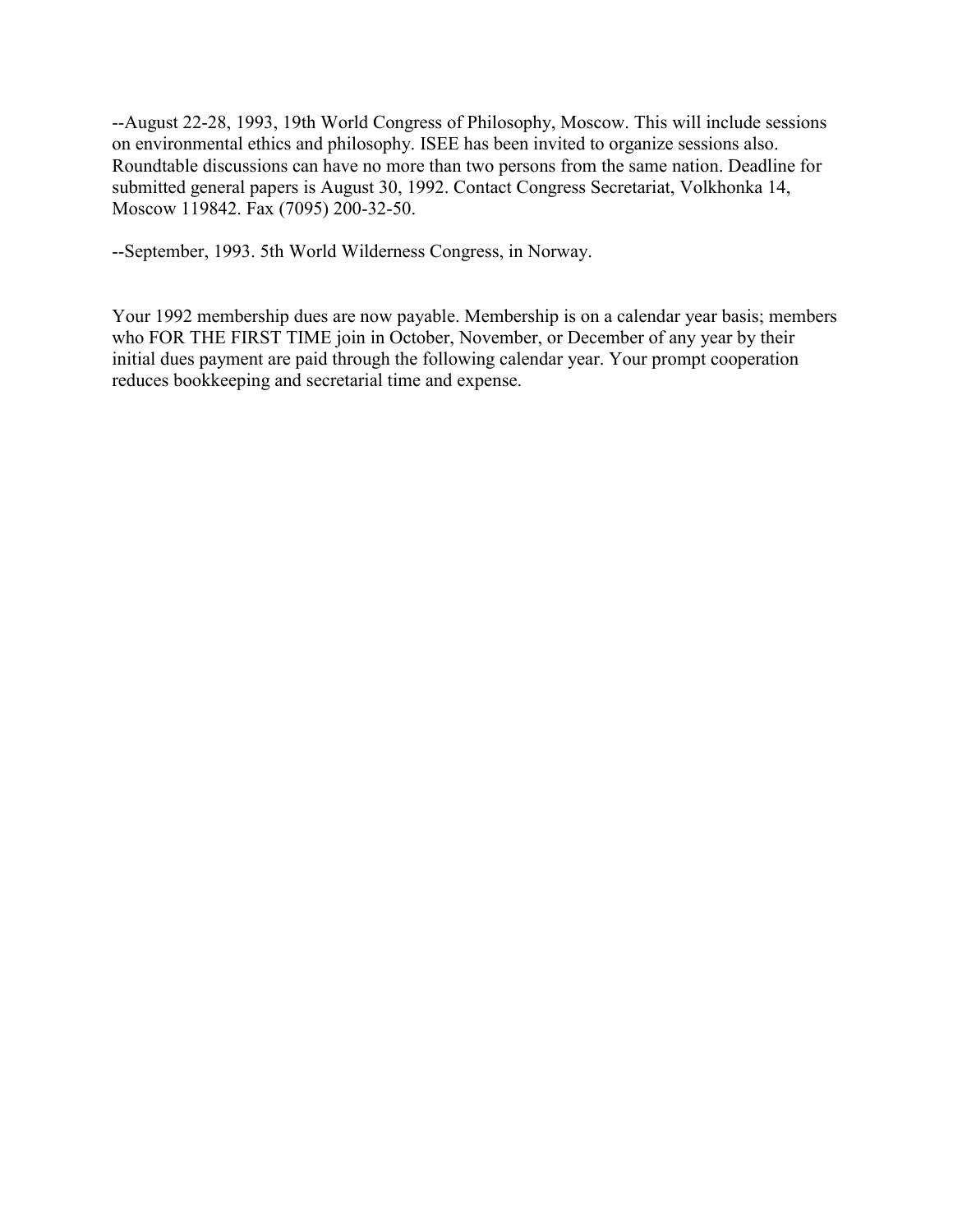--August 22-28, 1993, 19th World Congress of Philosophy, Moscow. This will include sessions on environmental ethics and philosophy. ISEE has been invited to organize sessions also. Roundtable discussions can have no more than two persons from the same nation. Deadline for submitted general papers is August 30, 1992. Contact Congress Secretariat, Volkhonka 14, Moscow 119842. Fax (7095) 200-32-50.

--September, 1993. 5th World Wilderness Congress, in Norway.

Your 1992 membership dues are now payable. Membership is on a calendar year basis; members who FOR THE FIRST TIME join in October, November, or December of any year by their initial dues payment are paid through the following calendar year. Your prompt cooperation reduces bookkeeping and secretarial time and expense.